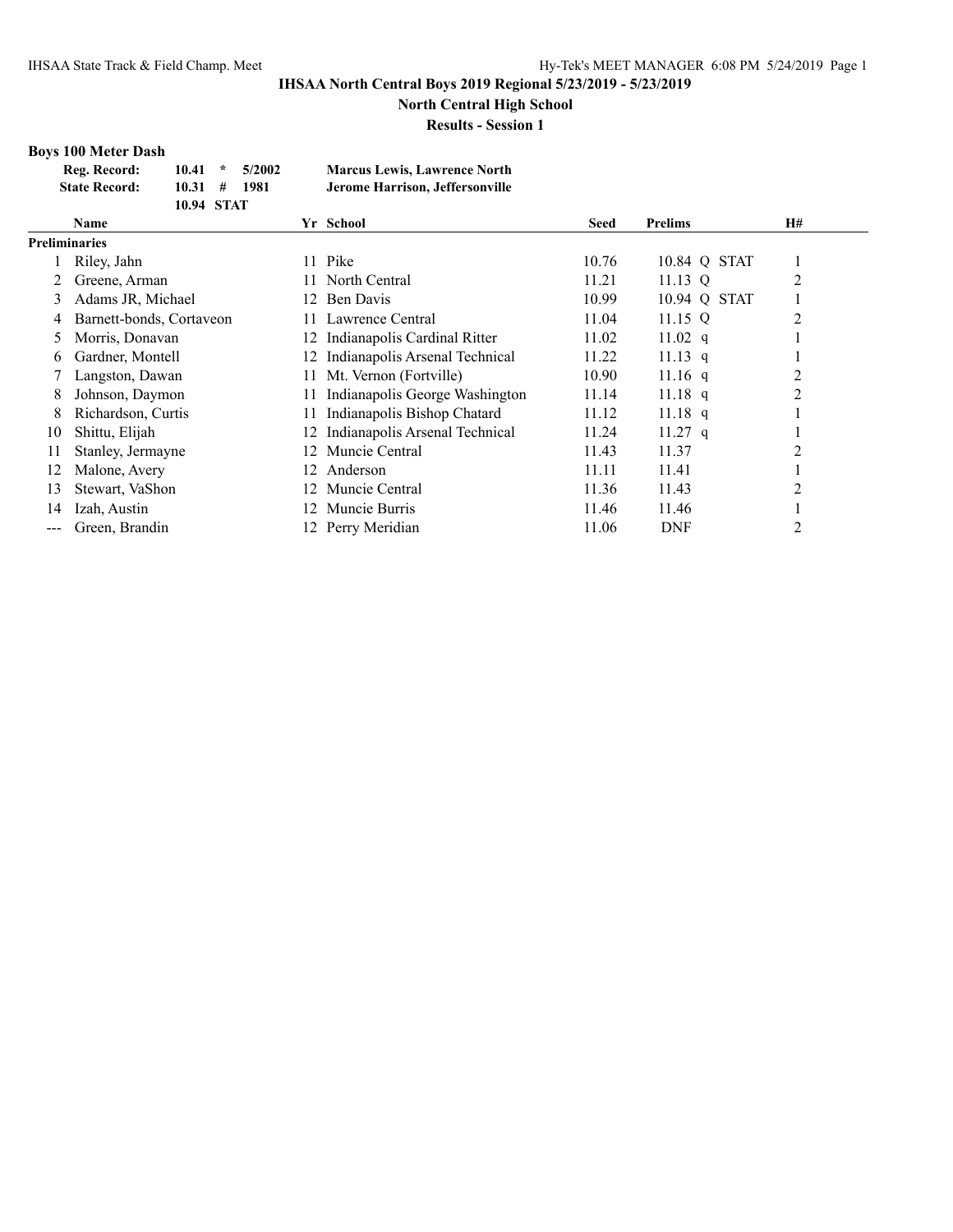# IHSAA North Central Boys 2019 Regional 5/23/2019 - 5/23/2019

## North Central High School

### Results - Session 1

**Boys 100 Meter Dash**

| | | | |
|---|---|---|---|
| **Reg. Record:** | **10.41 * 5/2002** | **Marcus Lewis, Lawrence North** |
| **State Record:** | **10.31 # 1981** | **Jerome Harrison, Jeffersonville** |
| | **10.94 STAT** | |

| | Name | Yr | School | Seed | Prelims | H# |
|---|---|---|---|---|---|---|
| **Preliminaries** | | | | | | |
| 1 | Riley, Jahn | 11 | Pike | 10.76 | 10.84 Q STAT | 1 |
| 2 | Greene, Arman | 11 | North Central | 11.21 | 11.13 Q | 2 |
| 3 | Adams JR, Michael | 12 | Ben Davis | 10.99 | 10.94 Q STAT | 1 |
| 4 | Barnett-bonds, Cortaveon | 11 | Lawrence Central | 11.04 | 11.15 Q | 2 |
| 5 | Morris, Donavan | 12 | Indianapolis Cardinal Ritter | 11.02 | 11.02 q | 1 |
| 6 | Gardner, Montell | 12 | Indianapolis Arsenal Technical | 11.22 | 11.13 q | 1 |
| 7 | Langston, Dawan | 11 | Mt. Vernon (Fortville) | 10.90 | 11.16 q | 2 |
| 8 | Johnson, Daymon | 11 | Indianapolis George Washington | 11.14 | 11.18 q | 2 |
| 8 | Richardson, Curtis | 11 | Indianapolis Bishop Chatard | 11.12 | 11.18 q | 1 |
| 10 | Shittu, Elijah | 12 | Indianapolis Arsenal Technical | 11.24 | 11.27 q | 1 |
| 11 | Stanley, Jermayne | 12 | Muncie Central | 11.43 | 11.37 | 2 |
| 12 | Malone, Avery | 12 | Anderson | 11.11 | 11.41 | 1 |
| 13 | Stewart, VaShon | 12 | Muncie Central | 11.36 | 11.43 | 2 |
| 14 | Izah, Austin | 12 | Muncie Burris | 11.46 | 11.46 | 1 |
| --- | Green, Brandin | 12 | Perry Meridian | 11.06 | DNF | 2 |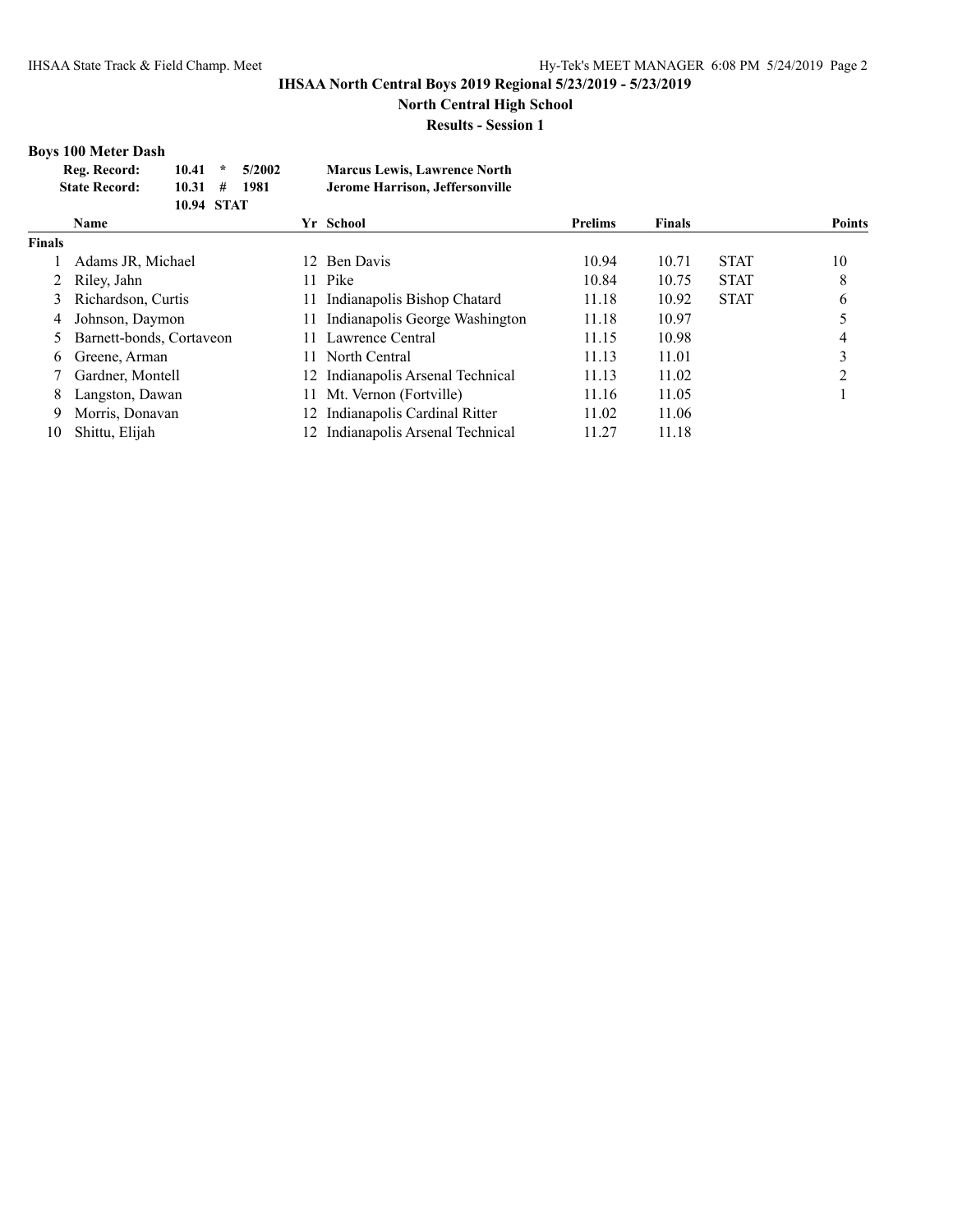# IHSAA North Central Boys 2019 Regional 5/23/2019 - 5/23/2019

**North Central High School**

**Results - Session 1**

### Boys 100 Meter Dash

| | | | |
|---|---|---|---|
| **Reg. Record:** | **10.41 * 5/2002** | **Marcus Lewis, Lawrence North** |
| **State Record:** | **10.31 # 1981** | **Jerome Harrison, Jeffersonville** |
| | **10.94 STAT** | |

| | Name | Yr | School | Prelims | Finals | | Points |
|---|---|---|---|---|---|---|---|
| **Finals** | | | | | | | |
| 1 | Adams JR, Michael | 12 | Ben Davis | 10.94 | 10.71 | STAT | 10 |
| 2 | Riley, Jahn | 11 | Pike | 10.84 | 10.75 | STAT | 8 |
| 3 | Richardson, Curtis | 11 | Indianapolis Bishop Chatard | 11.18 | 10.92 | STAT | 6 |
| 4 | Johnson, Daymon | 11 | Indianapolis George Washington | 11.18 | 10.97 | | 5 |
| 5 | Barnett-bonds, Cortaveon | 11 | Lawrence Central | 11.15 | 10.98 | | 4 |
| 6 | Greene, Arman | 11 | North Central | 11.13 | 11.01 | | 3 |
| 7 | Gardner, Montell | 12 | Indianapolis Arsenal Technical | 11.13 | 11.02 | | 2 |
| 8 | Langston, Dawan | 11 | Mt. Vernon (Fortville) | 11.16 | 11.05 | | 1 |
| 9 | Morris, Donavan | 12 | Indianapolis Cardinal Ritter | 11.02 | 11.06 | | |
| 10 | Shittu, Elijah | 12 | Indianapolis Arsenal Technical | 11.27 | 11.18 | | |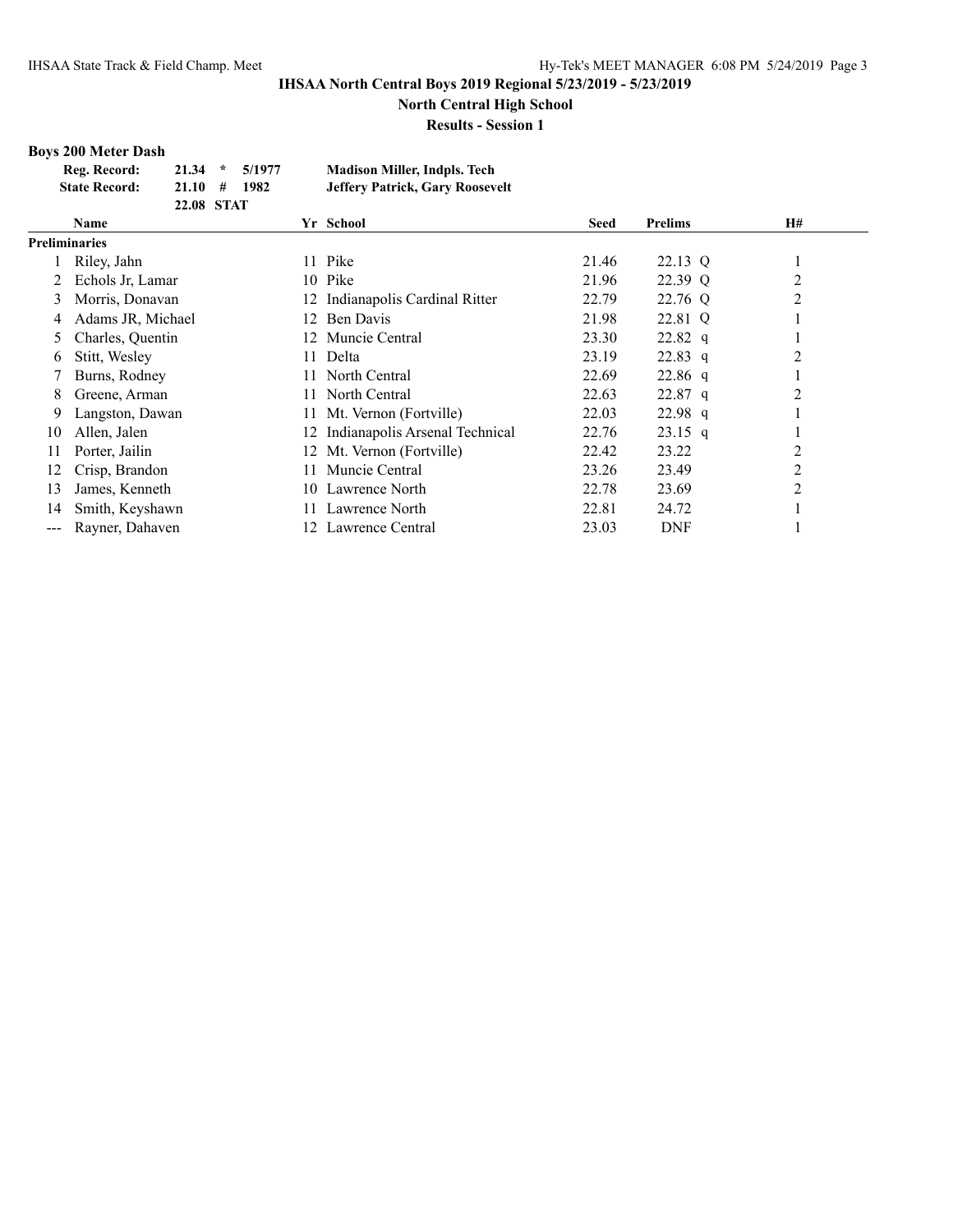# IHSAA North Central Boys 2019 Regional 5/23/2019 - 5/23/2019

## North Central High School

### Results - Session 1

**Boys 200 Meter Dash**

| | | | | |
|---|---|---|---|---|
| **Reg. Record:** | 21.34 | * | 5/1977 | **Madison Miller, Indpls. Tech** |
| **State Record:** | 21.10 | # | 1982 | **Jeffery Patrick, Gary Roosevelt** |
| | 22.08 | STAT | | |

| | Name | Yr | School | Seed | Prelims | | H# |
|---|---|---|---|---|---|---|---|
| **Preliminaries** | | | | | | | |
| 1 | Riley, Jahn | 11 | Pike | 21.46 | 22.13 | Q | 1 |
| 2 | Echols Jr, Lamar | 10 | Pike | 21.96 | 22.39 | Q | 2 |
| 3 | Morris, Donavan | 12 | Indianapolis Cardinal Ritter | 22.79 | 22.76 | Q | 2 |
| 4 | Adams JR, Michael | 12 | Ben Davis | 21.98 | 22.81 | Q | 1 |
| 5 | Charles, Quentin | 12 | Muncie Central | 23.30 | 22.82 | q | 1 |
| 6 | Stitt, Wesley | 11 | Delta | 23.19 | 22.83 | q | 2 |
| 7 | Burns, Rodney | 11 | North Central | 22.69 | 22.86 | q | 1 |
| 8 | Greene, Arman | 11 | North Central | 22.63 | 22.87 | q | 2 |
| 9 | Langston, Dawan | 11 | Mt. Vernon (Fortville) | 22.03 | 22.98 | q | 1 |
| 10 | Allen, Jalen | 12 | Indianapolis Arsenal Technical | 22.76 | 23.15 | q | 1 |
| 11 | Porter, Jailin | 12 | Mt. Vernon (Fortville) | 22.42 | 23.22 | | 2 |
| 12 | Crisp, Brandon | 11 | Muncie Central | 23.26 | 23.49 | | 2 |
| 13 | James, Kenneth | 10 | Lawrence North | 22.78 | 23.69 | | 2 |
| 14 | Smith, Keyshawn | 11 | Lawrence North | 22.81 | 24.72 | | 1 |
| --- | Rayner, Dahaven | 12 | Lawrence Central | 23.03 | DNF | | 1 |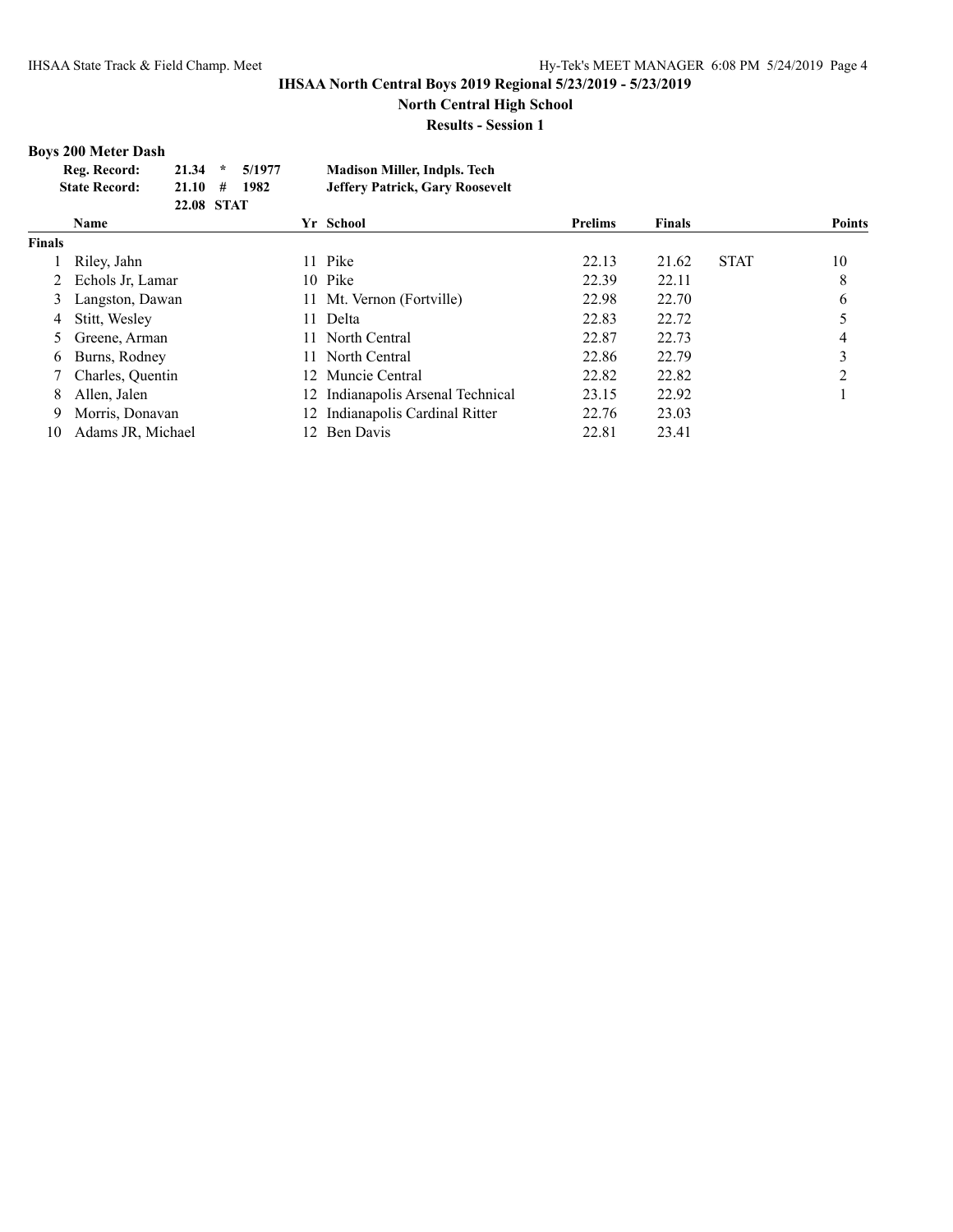# IHSAA North Central Boys 2019 Regional 5/23/2019 - 5/23/2019

## North Central High School

### Results - Session 1

**Boys 200 Meter Dash**

| | | | | |
|---|---|---|---|---|
| **Reg. Record:** | **21.34** | * | **5/1977** | **Madison Miller, Indpls. Tech** |
| **State Record:** | **21.10** | # | **1982** | **Jeffery Patrick, Gary Roosevelt** |
| | **22.08** | **STAT** | | |

| | Name | Yr | School | Prelims | Finals | | Points |
|---|---|---|---|---|---|---|---|
| **Finals** | | | | | | | |
| 1 | Riley, Jahn | 11 | Pike | 22.13 | 21.62 | STAT | 10 |
| 2 | Echols Jr, Lamar | 10 | Pike | 22.39 | 22.11 | | 8 |
| 3 | Langston, Dawan | 11 | Mt. Vernon (Fortville) | 22.98 | 22.70 | | 6 |
| 4 | Stitt, Wesley | 11 | Delta | 22.83 | 22.72 | | 5 |
| 5 | Greene, Arman | 11 | North Central | 22.87 | 22.73 | | 4 |
| 6 | Burns, Rodney | 11 | North Central | 22.86 | 22.79 | | 3 |
| 7 | Charles, Quentin | 12 | Muncie Central | 22.82 | 22.82 | | 2 |
| 8 | Allen, Jalen | 12 | Indianapolis Arsenal Technical | 23.15 | 22.92 | | 1 |
| 9 | Morris, Donavan | 12 | Indianapolis Cardinal Ritter | 22.76 | 23.03 | | |
| 10 | Adams JR, Michael | 12 | Ben Davis | 22.81 | 23.41 | | |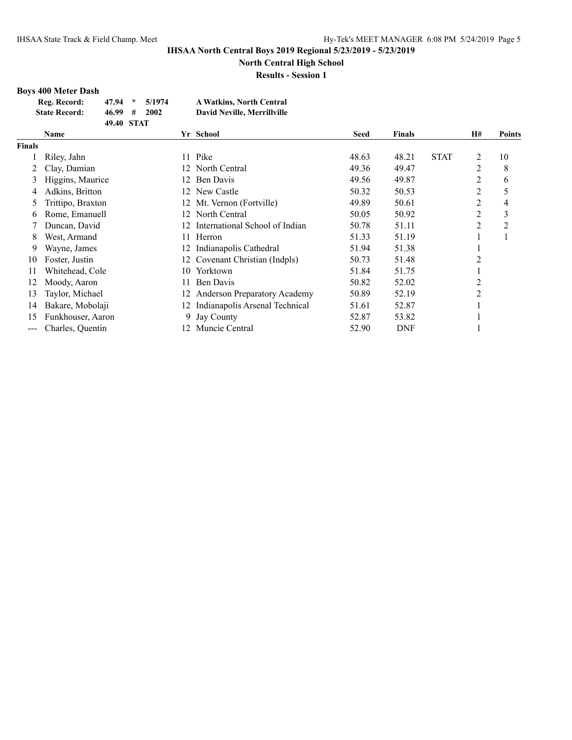**IHSAA North Central Boys 2019 Regional 5/23/2019 - 5/23/2019**

**North Central High School**

**Results - Session 1**

### Boys 400 Meter Dash

| | | | | |
|---|---|---|---|---|
| **Reg. Record:** | **47.94** | * | **5/1974** | **A Watkins, North Central** |
| **State Record:** | **46.99** | # | **2002** | **David Neville, Merrillville** |
| | **49.40** | **STAT** | | |

| | Name | Yr | School | Seed | Finals | | H# | Points |
|---|---|---|---|---|---|---|---|---|
| **Finals** | | | | | | | | |
| 1 | Riley, Jahn | 11 | Pike | 48.63 | 48.21 | STAT | 2 | 10 |
| 2 | Clay, Damian | 12 | North Central | 49.36 | 49.47 | | 2 | 8 |
| 3 | Higgins, Maurice | 12 | Ben Davis | 49.56 | 49.87 | | 2 | 6 |
| 4 | Adkins, Britton | 12 | New Castle | 50.32 | 50.53 | | 2 | 5 |
| 5 | Trittipo, Braxton | 12 | Mt. Vernon (Fortville) | 49.89 | 50.61 | | 2 | 4 |
| 6 | Rome, Emanuell | 12 | North Central | 50.05 | 50.92 | | 2 | 3 |
| 7 | Duncan, David | 12 | International School of Indian | 50.78 | 51.11 | | 2 | 2 |
| 8 | West, Armand | 11 | Herron | 51.33 | 51.19 | | 1 | 1 |
| 9 | Wayne, James | 12 | Indianapolis Cathedral | 51.94 | 51.38 | | 1 | |
| 10 | Foster, Justin | 12 | Covenant Christian (Indpls) | 50.73 | 51.48 | | 2 | |
| 11 | Whitehead, Cole | 10 | Yorktown | 51.84 | 51.75 | | 1 | |
| 12 | Moody, Aaron | 11 | Ben Davis | 50.82 | 52.02 | | 2 | |
| 13 | Taylor, Michael | 12 | Anderson Preparatory Academy | 50.89 | 52.19 | | 2 | |
| 14 | Bakare, Mobolaji | 12 | Indianapolis Arsenal Technical | 51.61 | 52.87 | | 1 | |
| 15 | Funkhouser, Aaron | 9 | Jay County | 52.87 | 53.82 | | 1 | |
| --- | Charles, Quentin | 12 | Muncie Central | 52.90 | DNF | | 1 | |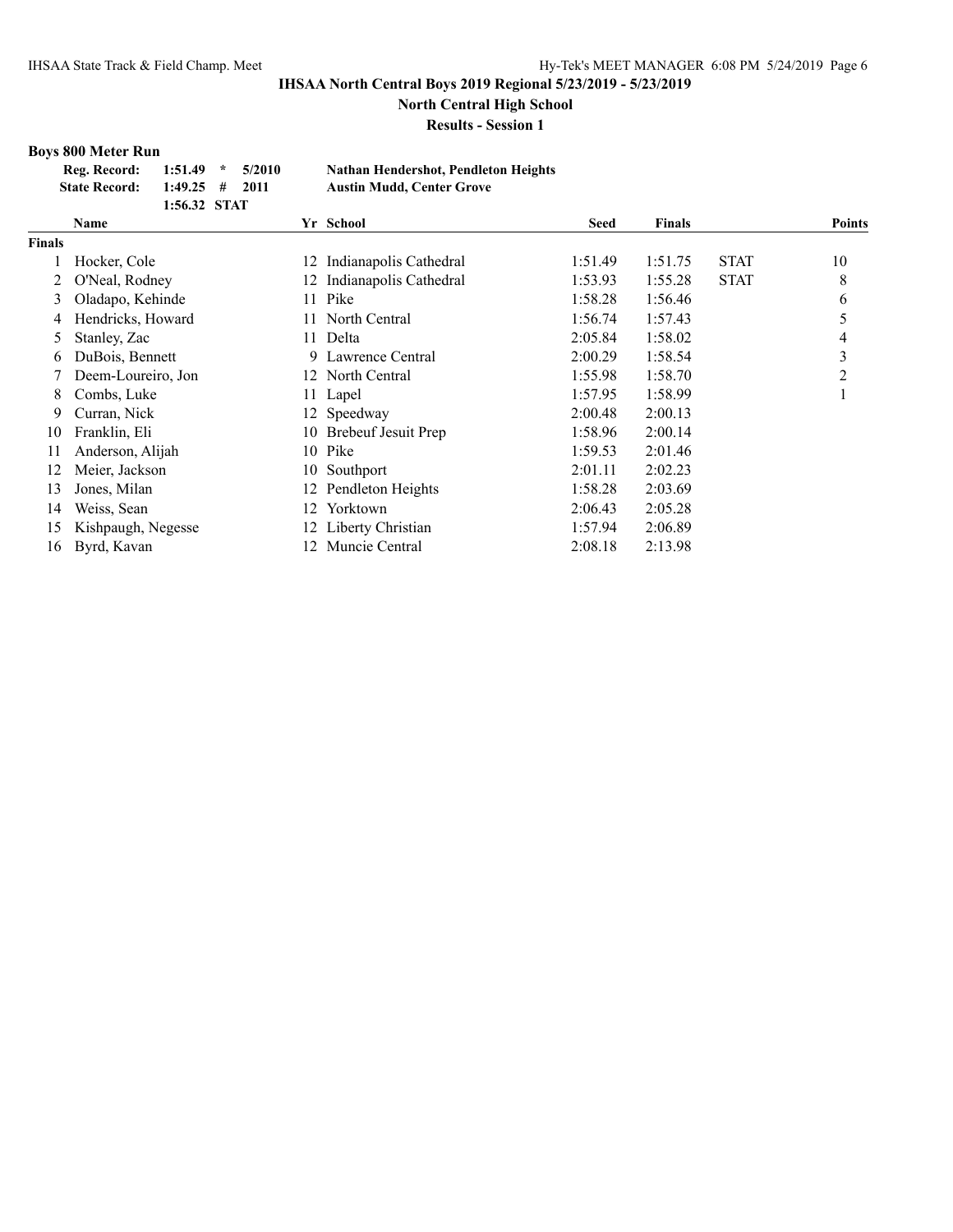## IHSAA North Central Boys 2019 Regional 5/23/2019 - 5/23/2019

**North Central High School**

**Results - Session 1**

### Boys 800 Meter Run

| | | | | |
|---|---|---|---|---|
| **Reg. Record:** | 1:51.49 | * | 5/2010 | **Nathan Hendershot, Pendleton Heights** |
| **State Record:** | 1:49.25 | # | 2011 | **Austin Mudd, Center Grove** |
| | 1:56.32 | STAT | | |

| | Name | Yr | School | Seed | Finals | | Points |
|---|---|---|---|---|---|---|---|
| **Finals** | | | | | | | |
| 1 | Hocker, Cole | 12 | Indianapolis Cathedral | 1:51.49 | 1:51.75 | STAT | 10 |
| 2 | O'Neal, Rodney | 12 | Indianapolis Cathedral | 1:53.93 | 1:55.28 | STAT | 8 |
| 3 | Oladapo, Kehinde | 11 | Pike | 1:58.28 | 1:56.46 | | 6 |
| 4 | Hendricks, Howard | 11 | North Central | 1:56.74 | 1:57.43 | | 5 |
| 5 | Stanley, Zac | 11 | Delta | 2:05.84 | 1:58.02 | | 4 |
| 6 | DuBois, Bennett | 9 | Lawrence Central | 2:00.29 | 1:58.54 | | 3 |
| 7 | Deem-Loureiro, Jon | 12 | North Central | 1:55.98 | 1:58.70 | | 2 |
| 8 | Combs, Luke | 11 | Lapel | 1:57.95 | 1:58.99 | | 1 |
| 9 | Curran, Nick | 12 | Speedway | 2:00.48 | 2:00.13 | | |
| 10 | Franklin, Eli | 10 | Brebeuf Jesuit Prep | 1:58.96 | 2:00.14 | | |
| 11 | Anderson, Alijah | 10 | Pike | 1:59.53 | 2:01.46 | | |
| 12 | Meier, Jackson | 10 | Southport | 2:01.11 | 2:02.23 | | |
| 13 | Jones, Milan | 12 | Pendleton Heights | 1:58.28 | 2:03.69 | | |
| 14 | Weiss, Sean | 12 | Yorktown | 2:06.43 | 2:05.28 | | |
| 15 | Kishpaugh, Negesse | 12 | Liberty Christian | 1:57.94 | 2:06.89 | | |
| 16 | Byrd, Kavan | 12 | Muncie Central | 2:08.18 | 2:13.98 | | |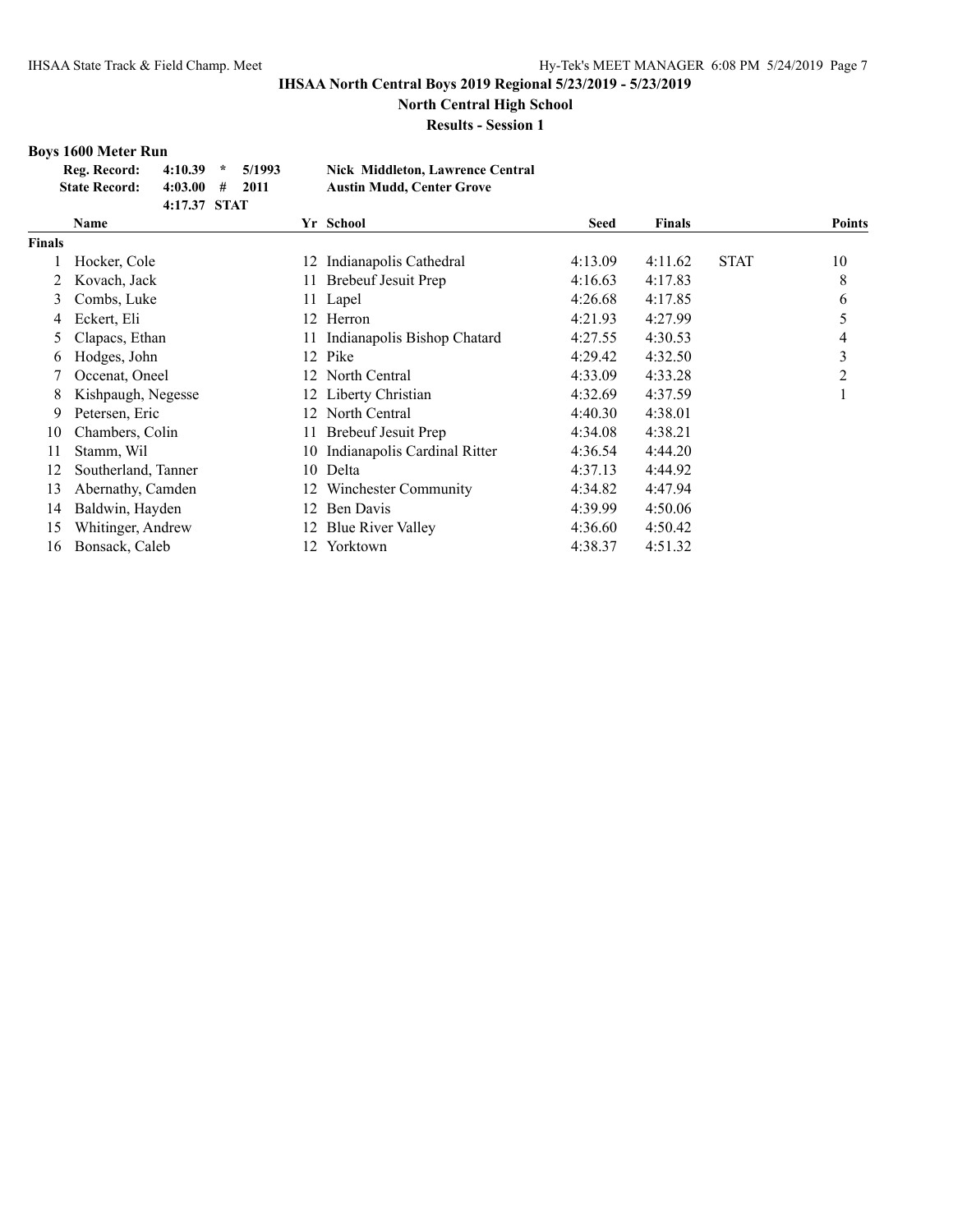# IHSAA North Central Boys 2019 Regional 5/23/2019 - 5/23/2019

## North Central High School

### Results - Session 1

**Boys 1600 Meter Run**

| | | | | |
|---|---|---|---|---|
| **Reg. Record:** | **4:10.39** | ***** | **5/1993** | **Nick Middleton, Lawrence Central** |
| **State Record:** | **4:03.00** | **#** | **2011** | **Austin Mudd, Center Grove** |
| | **4:17.37** | **STAT** | | |

| | Name | Yr | School | Seed | Finals | | Points |
|---|---|---|---|---|---|---|---|
| **Finals** | | | | | | | |
| 1 | Hocker, Cole | 12 | Indianapolis Cathedral | 4:13.09 | 4:11.62 | STAT | 10 |
| 2 | Kovach, Jack | 11 | Brebeuf Jesuit Prep | 4:16.63 | 4:17.83 | | 8 |
| 3 | Combs, Luke | 11 | Lapel | 4:26.68 | 4:17.85 | | 6 |
| 4 | Eckert, Eli | 12 | Herron | 4:21.93 | 4:27.99 | | 5 |
| 5 | Clapacs, Ethan | 11 | Indianapolis Bishop Chatard | 4:27.55 | 4:30.53 | | 4 |
| 6 | Hodges, John | 12 | Pike | 4:29.42 | 4:32.50 | | 3 |
| 7 | Occenat, Oneel | 12 | North Central | 4:33.09 | 4:33.28 | | 2 |
| 8 | Kishpaugh, Negesse | 12 | Liberty Christian | 4:32.69 | 4:37.59 | | 1 |
| 9 | Petersen, Eric | 12 | North Central | 4:40.30 | 4:38.01 | | |
| 10 | Chambers, Colin | 11 | Brebeuf Jesuit Prep | 4:34.08 | 4:38.21 | | |
| 11 | Stamm, Wil | 10 | Indianapolis Cardinal Ritter | 4:36.54 | 4:44.20 | | |
| 12 | Southerland, Tanner | 10 | Delta | 4:37.13 | 4:44.92 | | |
| 13 | Abernathy, Camden | 12 | Winchester Community | 4:34.82 | 4:47.94 | | |
| 14 | Baldwin, Hayden | 12 | Ben Davis | 4:39.99 | 4:50.06 | | |
| 15 | Whitinger, Andrew | 12 | Blue River Valley | 4:36.60 | 4:50.42 | | |
| 16 | Bonsack, Caleb | 12 | Yorktown | 4:38.37 | 4:51.32 | | |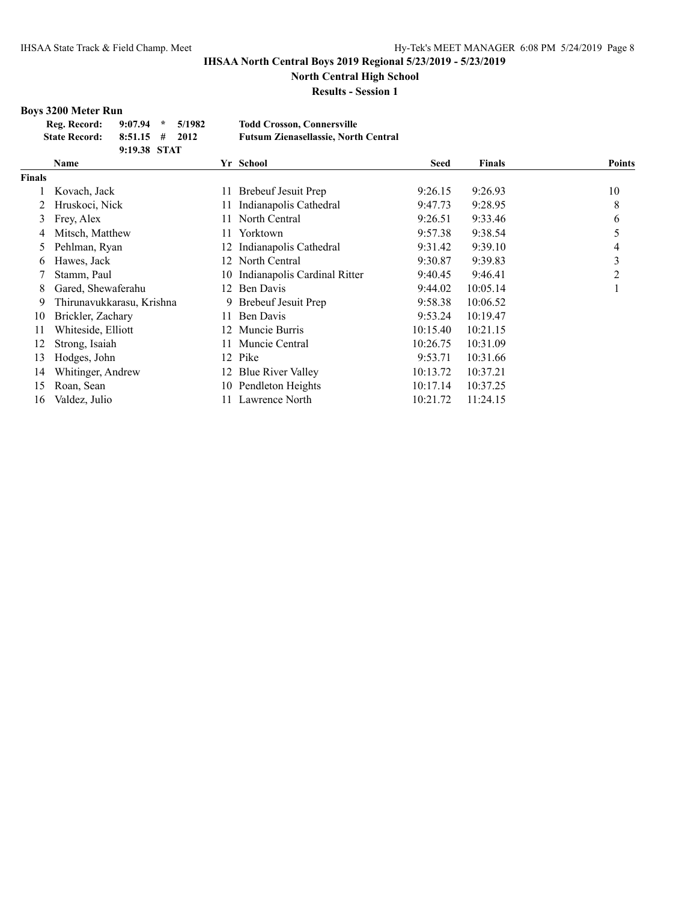# IHSAA North Central Boys 2019 Regional 5/23/2019 - 5/23/2019

## North Central High School

### Results - Session 1

**Boys 3200 Meter Run**

| | | | |
|---|---|---|---|
| **Reg. Record:** | **9:07.94 \* 5/1982** | **Todd Crosson, Connersville** |
| **State Record:** | **8:51.15 # 2012** | **Futsum Zienasellassie, North Central** |
| | **9:19.38 STAT** | |

| | Name | Yr | School | Seed | Finals | Points |
|---|---|---|---|---|---|---|
| **Finals** | | | | | | |
| 1 | Kovach, Jack | 11 | Brebeuf Jesuit Prep | 9:26.15 | 9:26.93 | 10 |
| 2 | Hruskoci, Nick | 11 | Indianapolis Cathedral | 9:47.73 | 9:28.95 | 8 |
| 3 | Frey, Alex | 11 | North Central | 9:26.51 | 9:33.46 | 6 |
| 4 | Mitsch, Matthew | 11 | Yorktown | 9:57.38 | 9:38.54 | 5 |
| 5 | Pehlman, Ryan | 12 | Indianapolis Cathedral | 9:31.42 | 9:39.10 | 4 |
| 6 | Hawes, Jack | 12 | North Central | 9:30.87 | 9:39.83 | 3 |
| 7 | Stamm, Paul | 10 | Indianapolis Cardinal Ritter | 9:40.45 | 9:46.41 | 2 |
| 8 | Gared, Shewaferahu | 12 | Ben Davis | 9:44.02 | 10:05.14 | 1 |
| 9 | Thirunavukkarasu, Krishna | 9 | Brebeuf Jesuit Prep | 9:58.38 | 10:06.52 | |
| 10 | Brickler, Zachary | 11 | Ben Davis | 9:53.24 | 10:19.47 | |
| 11 | Whiteside, Elliott | 12 | Muncie Burris | 10:15.40 | 10:21.15 | |
| 12 | Strong, Isaiah | 11 | Muncie Central | 10:26.75 | 10:31.09 | |
| 13 | Hodges, John | 12 | Pike | 9:53.71 | 10:31.66 | |
| 14 | Whitinger, Andrew | 12 | Blue River Valley | 10:13.72 | 10:37.21 | |
| 15 | Roan, Sean | 10 | Pendleton Heights | 10:17.14 | 10:37.25 | |
| 16 | Valdez, Julio | 11 | Lawrence North | 10:21.72 | 11:24.15 | |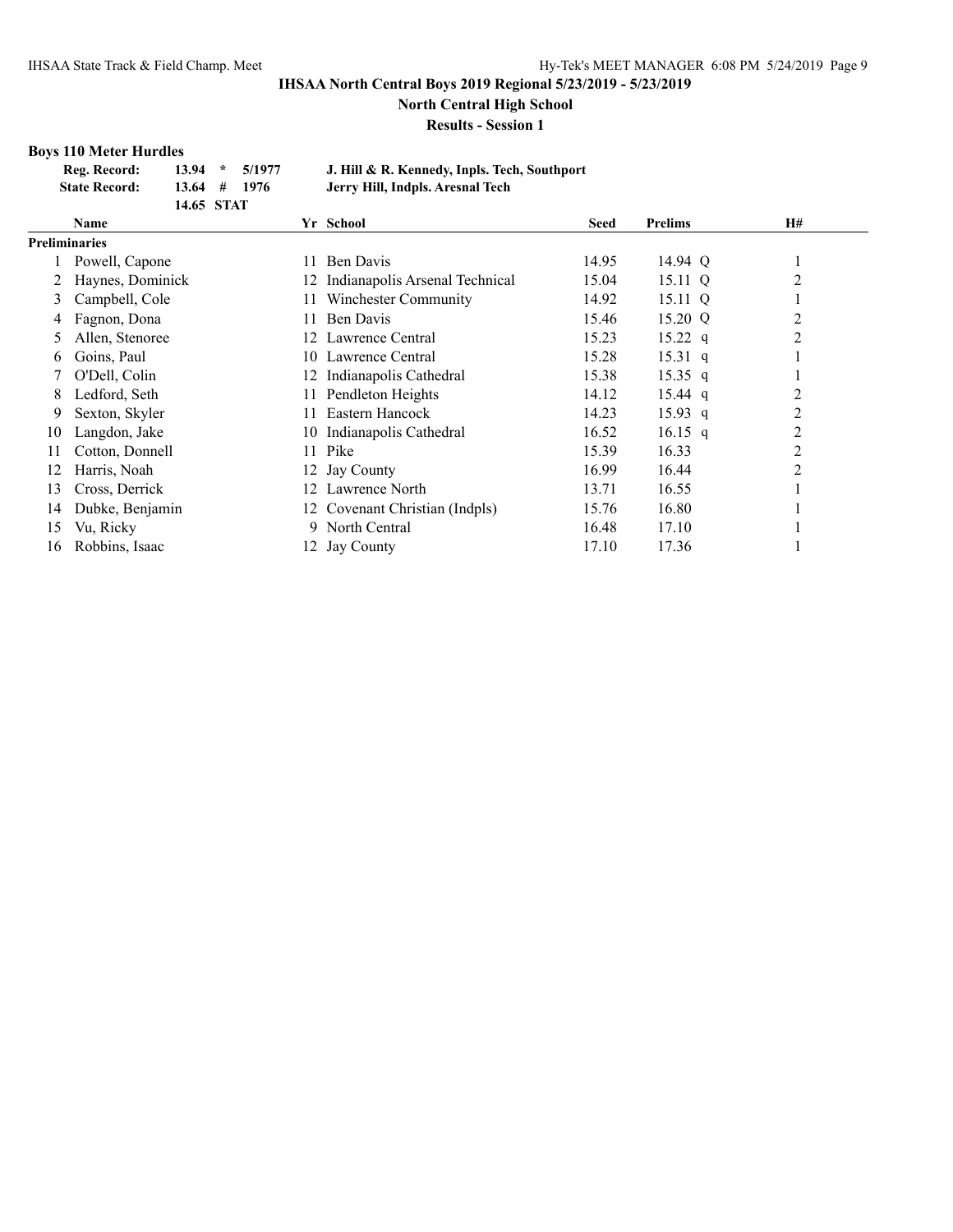# IHSAA North Central Boys 2019 Regional 5/23/2019 - 5/23/2019

## North Central High School

### Results - Session 1

**Boys 110 Meter Hurdles**

| | | | | |
|---|---|---|---|---|
| **Reg. Record:** | **13.94** | * | **5/1977** | **J. Hill & R. Kennedy, Inpls. Tech, Southport** |
| **State Record:** | **13.64** | # | **1976** | **Jerry Hill, Indpls. Aresnal Tech** |
| | **14.65** | **STAT** | | |

**Preliminaries**

| | Name | Yr | School | Seed | Prelims | | H# |
|---|---|---|---|---|---|---|---|
| 1 | Powell, Capone | 11 | Ben Davis | 14.95 | 14.94 | Q | 1 |
| 2 | Haynes, Dominick | 12 | Indianapolis Arsenal Technical | 15.04 | 15.11 | Q | 2 |
| 3 | Campbell, Cole | 11 | Winchester Community | 14.92 | 15.11 | Q | 1 |
| 4 | Fagnon, Dona | 11 | Ben Davis | 15.46 | 15.20 | Q | 2 |
| 5 | Allen, Stenoree | 12 | Lawrence Central | 15.23 | 15.22 | q | 2 |
| 6 | Goins, Paul | 10 | Lawrence Central | 15.28 | 15.31 | q | 1 |
| 7 | O'Dell, Colin | 12 | Indianapolis Cathedral | 15.38 | 15.35 | q | 1 |
| 8 | Ledford, Seth | 11 | Pendleton Heights | 14.12 | 15.44 | q | 2 |
| 9 | Sexton, Skyler | 11 | Eastern Hancock | 14.23 | 15.93 | q | 2 |
| 10 | Langdon, Jake | 10 | Indianapolis Cathedral | 16.52 | 16.15 | q | 2 |
| 11 | Cotton, Donnell | 11 | Pike | 15.39 | 16.33 | | 2 |
| 12 | Harris, Noah | 12 | Jay County | 16.99 | 16.44 | | 2 |
| 13 | Cross, Derrick | 12 | Lawrence North | 13.71 | 16.55 | | 1 |
| 14 | Dubke, Benjamin | 12 | Covenant Christian (Indpls) | 15.76 | 16.80 | | 1 |
| 15 | Vu, Ricky | 9 | North Central | 16.48 | 17.10 | | 1 |
| 16 | Robbins, Isaac | 12 | Jay County | 17.10 | 17.36 | | 1 |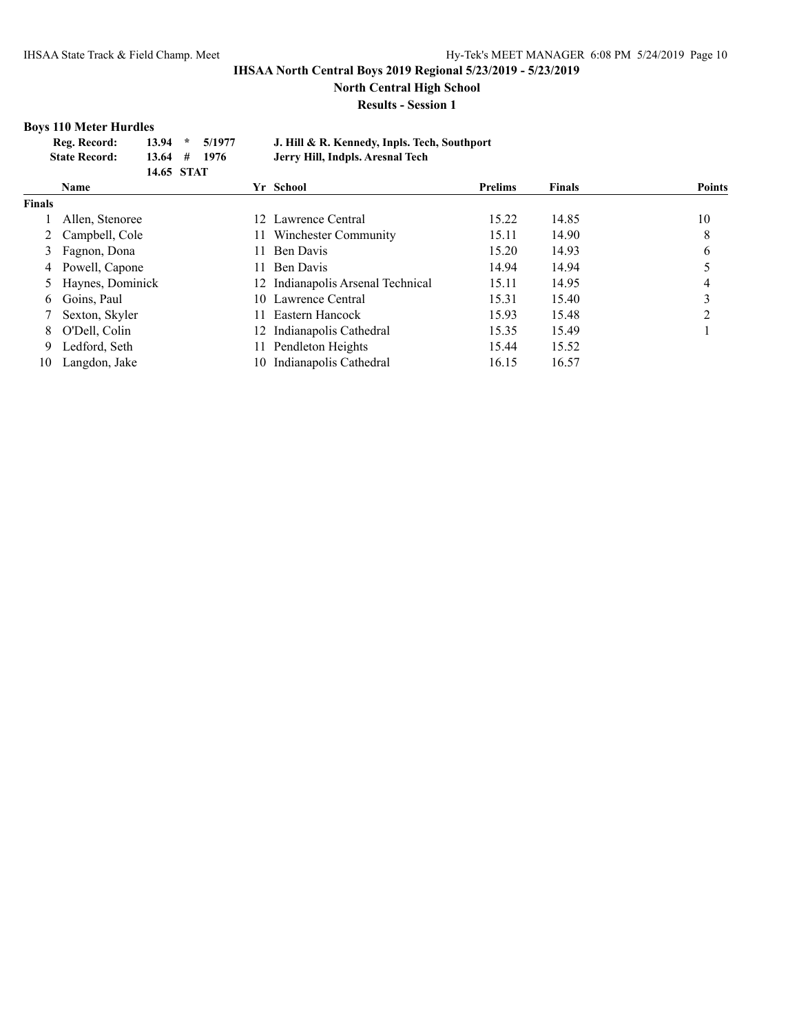# IHSAA North Central Boys 2019 Regional 5/23/2019 - 5/23/2019

## North Central High School

### Results - Session 1

**Boys 110 Meter Hurdles**

| | | | | |
|---|---|---|---|---|
| **Reg. Record:** | **13.94** | **\*** | **5/1977** | **J. Hill & R. Kennedy, Inpls. Tech, Southport** |
| **State Record:** | **13.64** | **#** | **1976** | **Jerry Hill, Indpls. Aresnal Tech** |
| | **14.65** | **STAT** | | |

| | Name | Yr | School | Prelims | Finals | Points |
|---|---|---|---|---|---|---|
| **Finals** | | | | | | |
| 1 | Allen, Stenoree | 12 | Lawrence Central | 15.22 | 14.85 | 10 |
| 2 | Campbell, Cole | 11 | Winchester Community | 15.11 | 14.90 | 8 |
| 3 | Fagnon, Dona | 11 | Ben Davis | 15.20 | 14.93 | 6 |
| 4 | Powell, Capone | 11 | Ben Davis | 14.94 | 14.94 | 5 |
| 5 | Haynes, Dominick | 12 | Indianapolis Arsenal Technical | 15.11 | 14.95 | 4 |
| 6 | Goins, Paul | 10 | Lawrence Central | 15.31 | 15.40 | 3 |
| 7 | Sexton, Skyler | 11 | Eastern Hancock | 15.93 | 15.48 | 2 |
| 8 | O'Dell, Colin | 12 | Indianapolis Cathedral | 15.35 | 15.49 | 1 |
| 9 | Ledford, Seth | 11 | Pendleton Heights | 15.44 | 15.52 | |
| 10 | Langdon, Jake | 10 | Indianapolis Cathedral | 16.15 | 16.57 | |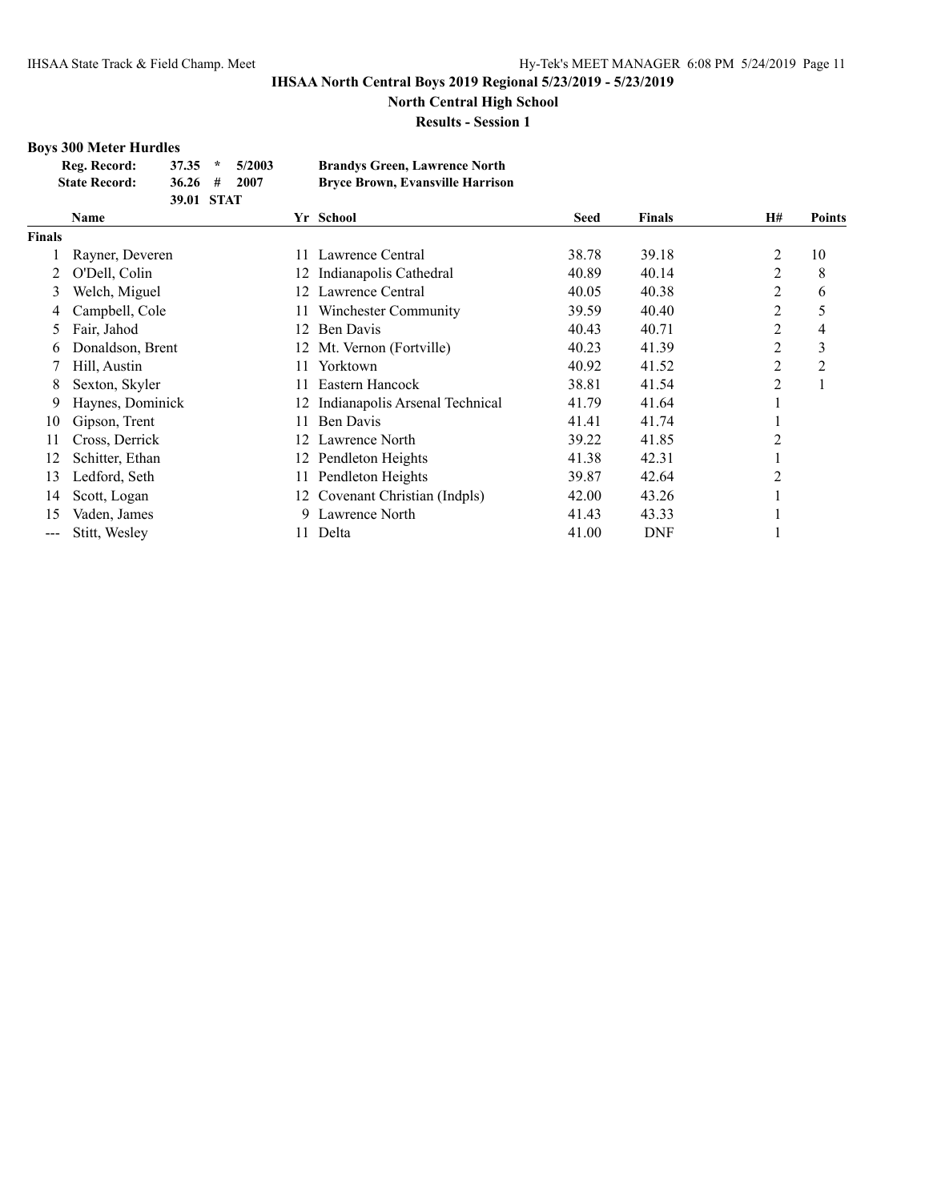# IHSAA North Central Boys 2019 Regional 5/23/2019 - 5/23/2019

## North Central High School

### Results - Session 1

**Boys 300 Meter Hurdles**

| | | | | |
|---|---|---|---|---|
| **Reg. Record:** | **37.35** | * | **5/2003** | **Brandys Green, Lawrence North** |
| **State Record:** | **36.26** | # | **2007** | **Bryce Brown, Evansville Harrison** |
| | **39.01** | **STAT** | | |

| | Name | Yr | School | Seed | Finals | H# | Points |
|---|---|---|---|---|---|---|---|
| **Finals** | | | | | | | |
| 1 | Rayner, Deveren | 11 | Lawrence Central | 38.78 | 39.18 | 2 | 10 |
| 2 | O'Dell, Colin | 12 | Indianapolis Cathedral | 40.89 | 40.14 | 2 | 8 |
| 3 | Welch, Miguel | 12 | Lawrence Central | 40.05 | 40.38 | 2 | 6 |
| 4 | Campbell, Cole | 11 | Winchester Community | 39.59 | 40.40 | 2 | 5 |
| 5 | Fair, Jahod | 12 | Ben Davis | 40.43 | 40.71 | 2 | 4 |
| 6 | Donaldson, Brent | 12 | Mt. Vernon (Fortville) | 40.23 | 41.39 | 2 | 3 |
| 7 | Hill, Austin | 11 | Yorktown | 40.92 | 41.52 | 2 | 2 |
| 8 | Sexton, Skyler | 11 | Eastern Hancock | 38.81 | 41.54 | 2 | 1 |
| 9 | Haynes, Dominick | 12 | Indianapolis Arsenal Technical | 41.79 | 41.64 | 1 | |
| 10 | Gipson, Trent | 11 | Ben Davis | 41.41 | 41.74 | 1 | |
| 11 | Cross, Derrick | 12 | Lawrence North | 39.22 | 41.85 | 2 | |
| 12 | Schitter, Ethan | 12 | Pendleton Heights | 41.38 | 42.31 | 1 | |
| 13 | Ledford, Seth | 11 | Pendleton Heights | 39.87 | 42.64 | 2 | |
| 14 | Scott, Logan | 12 | Covenant Christian (Indpls) | 42.00 | 43.26 | 1 | |
| 15 | Vaden, James | 9 | Lawrence North | 41.43 | 43.33 | 1 | |
| --- | Stitt, Wesley | 11 | Delta | 41.00 | DNF | 1 | |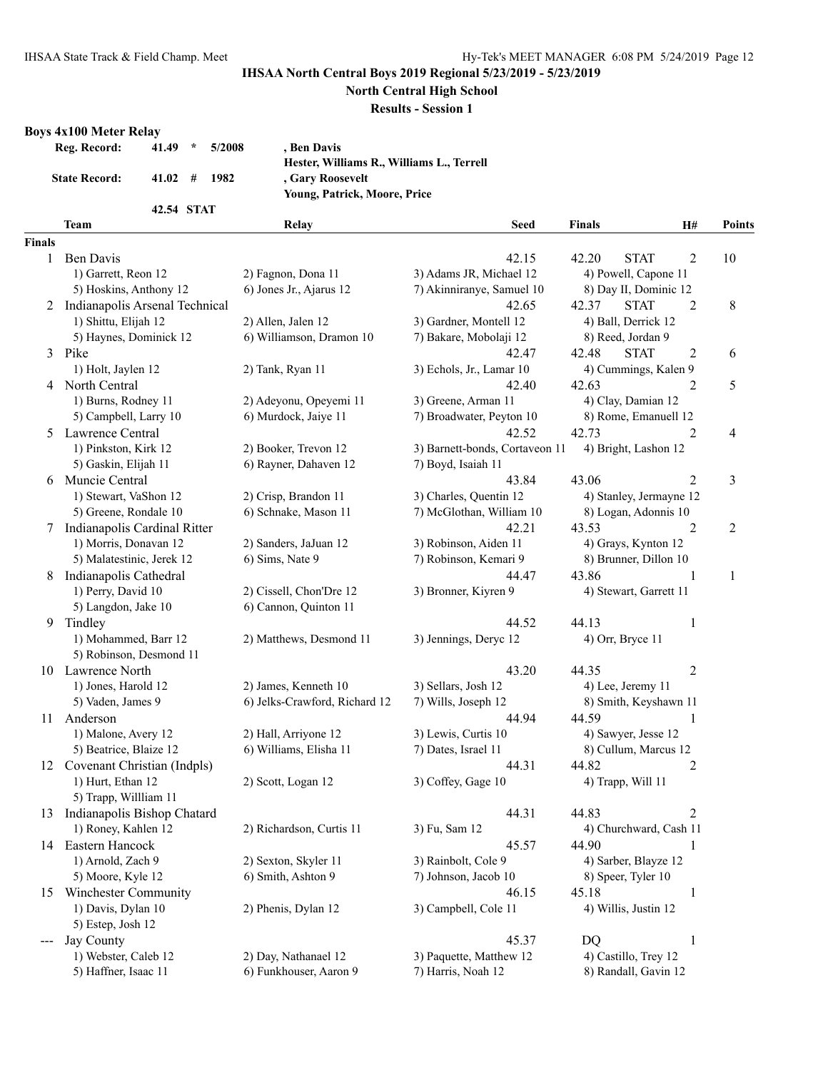# IHSAA North Central Boys 2019 Regional 5/23/2019 - 5/23/2019

**North Central High School**

**Results - Session 1**

### Boys 4x100 Meter Relay

| | | | | |
|---|---|---|---|---|
| Reg. Record: | 41.49 | * | 5/2008 | , Ben Davis<br>Hester, Williams R., Williams L., Terrell |
| State Record: | 41.02 | # | 1982 | , Gary Roosevelt<br>Young, Patrick, Moore, Price |
| | 42.54 | STAT | | |

| Place | Team | Relay | Seed | Finals | | H# | Points |
|---|---|---|---|---|---|---|---|
| **Finals** | | | | | | | |
| 1 | Ben Davis | | 42.15 | 42.20 | STAT | 2 | 10 |
| | 1) Garrett, Reon 12 | 2) Fagnon, Dona 11 | 3) Adams JR, Michael 12 | 4) Powell, Capone 11 | | | |
| | 5) Hoskins, Anthony 12 | 6) Jones Jr., Ajarus 12 | 7) Akinniranye, Samuel 10 | 8) Day II, Dominic 12 | | | |
| 2 | Indianapolis Arsenal Technical | | 42.65 | 42.37 | STAT | 2 | 8 |
| | 1) Shittu, Elijah 12 | 2) Allen, Jalen 12 | 3) Gardner, Montell 12 | 4) Ball, Derrick 12 | | | |
| | 5) Haynes, Dominick 12 | 6) Williamson, Dramon 10 | 7) Bakare, Mobolaji 12 | 8) Reed, Jordan 9 | | | |
| 3 | Pike | | 42.47 | 42.48 | STAT | 2 | 6 |
| | 1) Holt, Jaylen 12 | 2) Tank, Ryan 11 | 3) Echols, Jr., Lamar 10 | 4) Cummings, Kalen 9 | | | |
| 4 | North Central | | 42.40 | 42.63 | | 2 | 5 |
| | 1) Burns, Rodney 11 | 2) Adeyonu, Opeyemi 11 | 3) Greene, Arman 11 | 4) Clay, Damian 12 | | | |
| | 5) Campbell, Larry 10 | 6) Murdock, Jaiye 11 | 7) Broadwater, Peyton 10 | 8) Rome, Emanuell 12 | | | |
| 5 | Lawrence Central | | 42.52 | 42.73 | | 2 | 4 |
| | 1) Pinkston, Kirk 12 | 2) Booker, Trevon 12 | 3) Barnett-bonds, Cortaveon 11 | 4) Bright, Lashon 12 | | | |
| | 5) Gaskin, Elijah 11 | 6) Rayner, Dahaven 12 | 7) Boyd, Isaiah 11 | | | | |
| 6 | Muncie Central | | 43.84 | 43.06 | | 2 | 3 |
| | 1) Stewart, VaShon 12 | 2) Crisp, Brandon 11 | 3) Charles, Quentin 12 | 4) Stanley, Jermayne 12 | | | |
| | 5) Greene, Rondale 10 | 6) Schnake, Mason 11 | 7) McGlothan, William 10 | 8) Logan, Adonnis 10 | | | |
| 7 | Indianapolis Cardinal Ritter | | 42.21 | 43.53 | | 2 | 2 |
| | 1) Morris, Donavan 12 | 2) Sanders, JaJuan 12 | 3) Robinson, Aiden 11 | 4) Grays, Kynton 12 | | | |
| | 5) Malatestinic, Jerek 12 | 6) Sims, Nate 9 | 7) Robinson, Kemari 9 | 8) Brunner, Dillon 10 | | | |
| 8 | Indianapolis Cathedral | | 44.47 | 43.86 | | 1 | 1 |
| | 1) Perry, David 10 | 2) Cissell, Chon'Dre 12 | 3) Bronner, Kiyren 9 | 4) Stewart, Garrett 11 | | | |
| | 5) Langdon, Jake 10 | 6) Cannon, Quinton 11 | | | | | |
| 9 | Tindley | | 44.52 | 44.13 | | 1 | |
| | 1) Mohammed, Barr 12 | 2) Matthews, Desmond 11 | 3) Jennings, Deryc 12 | 4) Orr, Bryce 11 | | | |
| | 5) Robinson, Desmond 11 | | | | | | |
| 10 | Lawrence North | | 43.20 | 44.35 | | 2 | |
| | 1) Jones, Harold 12 | 2) James, Kenneth 10 | 3) Sellars, Josh 12 | 4) Lee, Jeremy 11 | | | |
| | 5) Vaden, James 9 | 6) Jelks-Crawford, Richard 12 | 7) Wills, Joseph 12 | 8) Smith, Keyshawn 11 | | | |
| 11 | Anderson | | 44.94 | 44.59 | | 1 | |
| | 1) Malone, Avery 12 | 2) Hall, Arriyone 12 | 3) Lewis, Curtis 10 | 4) Sawyer, Jesse 12 | | | |
| | 5) Beatrice, Blaize 12 | 6) Williams, Elisha 11 | 7) Dates, Israel 11 | 8) Cullum, Marcus 12 | | | |
| 12 | Covenant Christian (Indpls) | | 44.31 | 44.82 | | 2 | |
| | 1) Hurt, Ethan 12 | 2) Scott, Logan 12 | 3) Coffey, Gage 10 | 4) Trapp, Will 11 | | | |
| | 5) Trapp, Willliam 11 | | | | | | |
| 13 | Indianapolis Bishop Chatard | | 44.31 | 44.83 | | 2 | |
| | 1) Roney, Kahlen 12 | 2) Richardson, Curtis 11 | 3) Fu, Sam 12 | 4) Churchward, Cash 11 | | | |
| 14 | Eastern Hancock | | 45.57 | 44.90 | | 1 | |
| | 1) Arnold, Zach 9 | 2) Sexton, Skyler 11 | 3) Rainbolt, Cole 9 | 4) Sarber, Blayze 12 | | | |
| | 5) Moore, Kyle 12 | 6) Smith, Ashton 9 | 7) Johnson, Jacob 10 | 8) Speer, Tyler 10 | | | |
| 15 | Winchester Community | | 46.15 | 45.18 | | 1 | |
| | 1) Davis, Dylan 10 | 2) Phenis, Dylan 12 | 3) Campbell, Cole 11 | 4) Willis, Justin 12 | | | |
| | 5) Estep, Josh 12 | | | | | | |
| --- | Jay County | | 45.37 | DQ | | 1 | |
| | 1) Webster, Caleb 12 | 2) Day, Nathanael 12 | 3) Paquette, Matthew 12 | 4) Castillo, Trey 12 | | | |
| | 5) Haffner, Isaac 11 | 6) Funkhouser, Aaron 9 | 7) Harris, Noah 12 | 8) Randall, Gavin 12 | | | |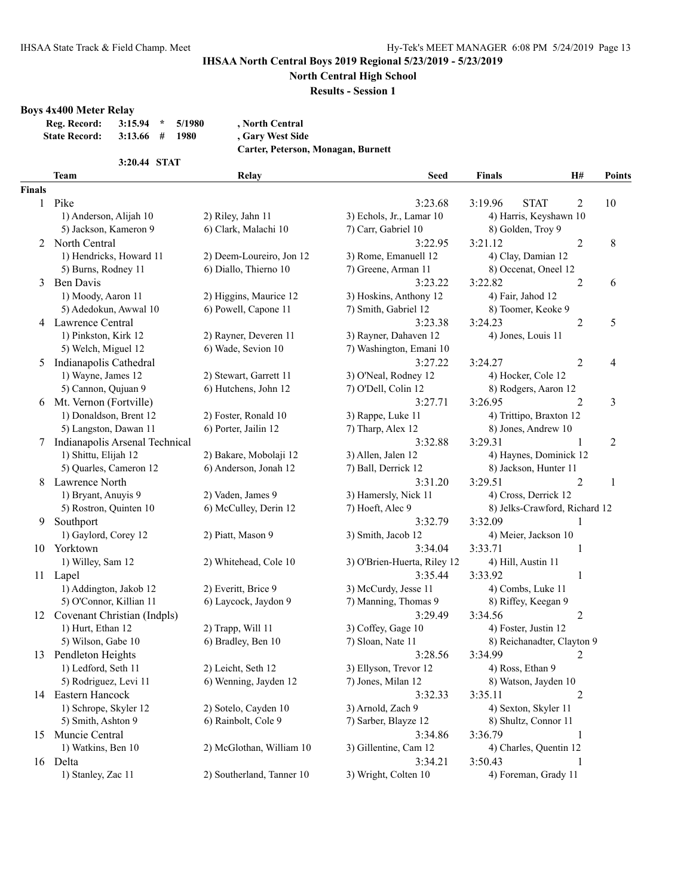**IHSAA North Central Boys 2019 Regional 5/23/2019 - 5/23/2019**

**North Central High School**

**Results - Session 1**

### Boys 4x400 Meter Relay

| | | | | |
|---|---|---|---|---|
| **Reg. Record:** | **3:15.94** | **\*** | **5/1980** | **, North Central** |
| **State Record:** | **3:13.66** | **#** | **1980** | **, Gary West Side** |
| | | | | **Carter, Peterson, Monagan, Burnett** |
| | **3:20.44** | **STAT** | | |

| | Team | Relay | Seed | Finals | | H# | Points |
|---|---|---|---|---|---|---|---|
| **Finals** | | | | | | | |
| 1 | Pike | | 3:23.68 | 3:19.96 | STAT | 2 | 10 |
| | 1) Anderson, Alijah 10 | 2) Riley, Jahn 11 | 3) Echols, Jr., Lamar 10 | 4) Harris, Keyshawn 10 | | | |
| | 5) Jackson, Kameron 9 | 6) Clark, Malachi 10 | 7) Carr, Gabriel 10 | 8) Golden, Troy 9 | | | |
| 2 | North Central | | 3:22.95 | 3:21.12 | | 2 | 8 |
| | 1) Hendricks, Howard 11 | 2) Deem-Loureiro, Jon 12 | 3) Rome, Emanuell 12 | 4) Clay, Damian 12 | | | |
| | 5) Burns, Rodney 11 | 6) Diallo, Thierno 10 | 7) Greene, Arman 11 | 8) Occenat, Oneel 12 | | | |
| 3 | Ben Davis | | 3:23.22 | 3:22.82 | | 2 | 6 |
| | 1) Moody, Aaron 11 | 2) Higgins, Maurice 12 | 3) Hoskins, Anthony 12 | 4) Fair, Jahod 12 | | | |
| | 5) Adedokun, Awwal 10 | 6) Powell, Capone 11 | 7) Smith, Gabriel 12 | 8) Toomer, Keoke 9 | | | |
| 4 | Lawrence Central | | 3:23.38 | 3:24.23 | | 2 | 5 |
| | 1) Pinkston, Kirk 12 | 2) Rayner, Deveren 11 | 3) Rayner, Dahaven 12 | 4) Jones, Louis 11 | | | |
| | 5) Welch, Miguel 12 | 6) Wade, Sevion 10 | 7) Washington, Emani 10 | | | | |
| 5 | Indianapolis Cathedral | | 3:27.22 | 3:24.27 | | 2 | 4 |
| | 1) Wayne, James 12 | 2) Stewart, Garrett 11 | 3) O'Neal, Rodney 12 | 4) Hocker, Cole 12 | | | |
| | 5) Cannon, Qujuan 9 | 6) Hutchens, John 12 | 7) O'Dell, Colin 12 | 8) Rodgers, Aaron 12 | | | |
| 6 | Mt. Vernon (Fortville) | | 3:27.71 | 3:26.95 | | 2 | 3 |
| | 1) Donaldson, Brent 12 | 2) Foster, Ronald 10 | 3) Rappe, Luke 11 | 4) Trittipo, Braxton 12 | | | |
| | 5) Langston, Dawan 11 | 6) Porter, Jailin 12 | 7) Tharp, Alex 12 | 8) Jones, Andrew 10 | | | |
| 7 | Indianapolis Arsenal Technical | | 3:32.88 | 3:29.31 | | 1 | 2 |
| | 1) Shittu, Elijah 12 | 2) Bakare, Mobolaji 12 | 3) Allen, Jalen 12 | 4) Haynes, Dominick 12 | | | |
| | 5) Quarles, Cameron 12 | 6) Anderson, Jonah 12 | 7) Ball, Derrick 12 | 8) Jackson, Hunter 11 | | | |
| 8 | Lawrence North | | 3:31.20 | 3:29.51 | | 2 | 1 |
| | 1) Bryant, Anuyis 9 | 2) Vaden, James 9 | 3) Hamersly, Nick 11 | 4) Cross, Derrick 12 | | | |
| | 5) Rostron, Quinten 10 | 6) McCulley, Derin 12 | 7) Hoeft, Alec 9 | 8) Jelks-Crawford, Richard 12 | | | |
| 9 | Southport | | 3:32.79 | 3:32.09 | | 1 | |
| | 1) Gaylord, Corey 12 | 2) Piatt, Mason 9 | 3) Smith, Jacob 12 | 4) Meier, Jackson 10 | | | |
| 10 | Yorktown | | 3:34.04 | 3:33.71 | | 1 | |
| | 1) Willey, Sam 12 | 2) Whitehead, Cole 10 | 3) O'Brien-Huerta, Riley 12 | 4) Hill, Austin 11 | | | |
| 11 | Lapel | | 3:35.44 | 3:33.92 | | 1 | |
| | 1) Addington, Jakob 12 | 2) Everitt, Brice 9 | 3) McCurdy, Jesse 11 | 4) Combs, Luke 11 | | | |
| | 5) O'Connor, Killian 11 | 6) Laycock, Jaydon 9 | 7) Manning, Thomas 9 | 8) Riffey, Keegan 9 | | | |
| 12 | Covenant Christian (Indpls) | | 3:29.49 | 3:34.56 | | 2 | |
| | 1) Hurt, Ethan 12 | 2) Trapp, Will 11 | 3) Coffey, Gage 10 | 4) Foster, Justin 12 | | | |
| | 5) Wilson, Gabe 10 | 6) Bradley, Ben 10 | 7) Sloan, Nate 11 | 8) Reichanadter, Clayton 9 | | | |
| 13 | Pendleton Heights | | 3:28.56 | 3:34.99 | | 2 | |
| | 1) Ledford, Seth 11 | 2) Leicht, Seth 12 | 3) Ellyson, Trevor 12 | 4) Ross, Ethan 9 | | | |
| | 5) Rodriguez, Levi 11 | 6) Wenning, Jayden 12 | 7) Jones, Milan 12 | 8) Watson, Jayden 10 | | | |
| 14 | Eastern Hancock | | 3:32.33 | 3:35.11 | | 2 | |
| | 1) Schrope, Skyler 12 | 2) Sotelo, Cayden 10 | 3) Arnold, Zach 9 | 4) Sexton, Skyler 11 | | | |
| | 5) Smith, Ashton 9 | 6) Rainbolt, Cole 9 | 7) Sarber, Blayze 12 | 8) Shultz, Connor 11 | | | |
| 15 | Muncie Central | | 3:34.86 | 3:36.79 | | 1 | |
| | 1) Watkins, Ben 10 | 2) McGlothan, William 10 | 3) Gillentine, Cam 12 | 4) Charles, Quentin 12 | | | |
| 16 | Delta | | 3:34.21 | 3:50.43 | | 1 | |
| | 1) Stanley, Zac 11 | 2) Southerland, Tanner 10 | 3) Wright, Colten 10 | 4) Foreman, Grady 11 | | | |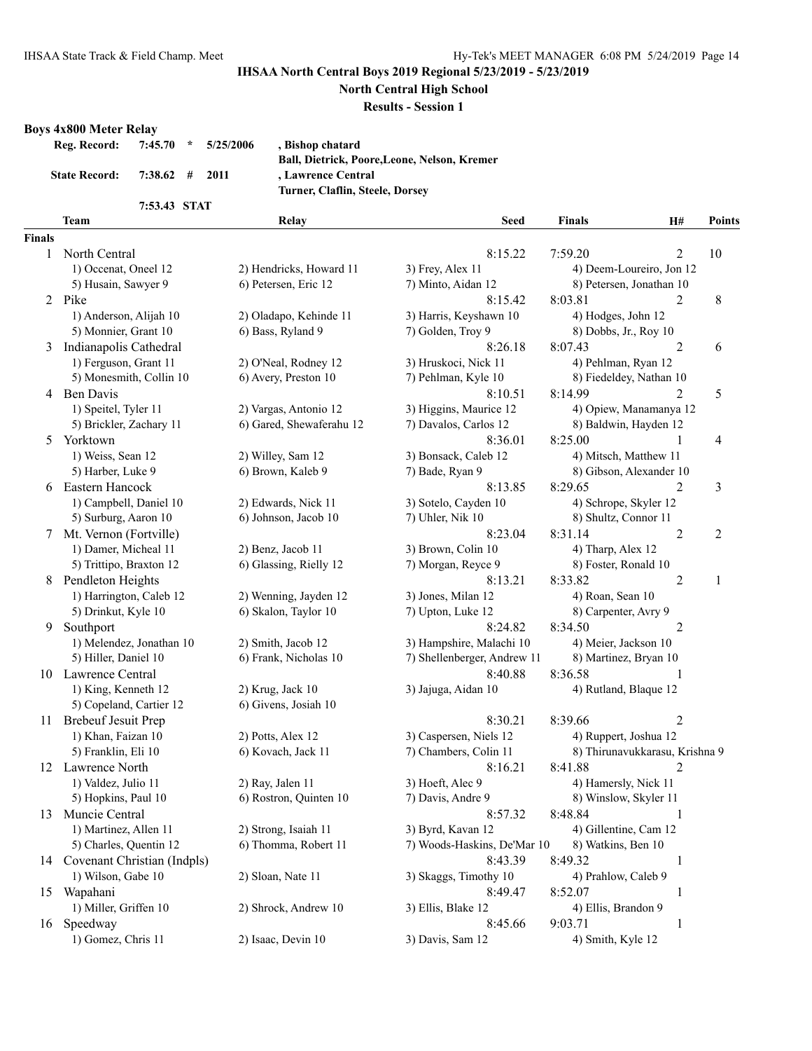# IHSAA North Central Boys 2019 Regional 5/23/2019 - 5/23/2019

## North Central High School

### Results - Session 1

**Boys 4x800 Meter Relay**

| | | | | |
|---|---|---|---|---|
| **Reg. Record:** | **7:45.70** | ***** | **5/25/2006** | **, Bishop chatard** |
| | | | | **Ball, Dietrick, Poore,Leone, Nelson, Kremer** |
| **State Record:** | **7:38.62** | **#** | **2011** | **, Lawrence Central** |
| | | | | **Turner, Claflin, Steele, Dorsey** |
| | **7:53.43** | **STAT** | | |

| | Team | Relay | | Seed | Finals | H# | Points |
|---|---|---|---|---|---|---|---|
| **Finals** | | | | | | | |
| 1 | North Central | | | 8:15.22 | 7:59.20 | 2 | 10 |
| | 1) Occenat, Oneel 12 | 2) Hendricks, Howard 11 | 3) Frey, Alex 11 | 4) Deem-Loureiro, Jon 12 | | | |
| | 5) Husain, Sawyer 9 | 6) Petersen, Eric 12 | 7) Minto, Aidan 12 | 8) Petersen, Jonathan 10 | | | |
| 2 | Pike | | | 8:15.42 | 8:03.81 | 2 | 8 |
| | 1) Anderson, Alijah 10 | 2) Oladapo, Kehinde 11 | 3) Harris, Keyshawn 10 | 4) Hodges, John 12 | | | |
| | 5) Monnier, Grant 10 | 6) Bass, Ryland 9 | 7) Golden, Troy 9 | 8) Dobbs, Jr., Roy 10 | | | |
| 3 | Indianapolis Cathedral | | | 8:26.18 | 8:07.43 | 2 | 6 |
| | 1) Ferguson, Grant 11 | 2) O'Neal, Rodney 12 | 3) Hruskoci, Nick 11 | 4) Pehlman, Ryan 12 | | | |
| | 5) Monesmith, Collin 10 | 6) Avery, Preston 10 | 7) Pehlman, Kyle 10 | 8) Fiedeldey, Nathan 10 | | | |
| 4 | Ben Davis | | | 8:10.51 | 8:14.99 | 2 | 5 |
| | 1) Speitel, Tyler 11 | 2) Vargas, Antonio 12 | 3) Higgins, Maurice 12 | 4) Opiew, Manamanya 12 | | | |
| | 5) Brickler, Zachary 11 | 6) Gared, Shewaferahu 12 | 7) Davalos, Carlos 12 | 8) Baldwin, Hayden 12 | | | |
| 5 | Yorktown | | | 8:36.01 | 8:25.00 | 1 | 4 |
| | 1) Weiss, Sean 12 | 2) Willey, Sam 12 | 3) Bonsack, Caleb 12 | 4) Mitsch, Matthew 11 | | | |
| | 5) Harber, Luke 9 | 6) Brown, Kaleb 9 | 7) Bade, Ryan 9 | 8) Gibson, Alexander 10 | | | |
| 6 | Eastern Hancock | | | 8:13.85 | 8:29.65 | 2 | 3 |
| | 1) Campbell, Daniel 10 | 2) Edwards, Nick 11 | 3) Sotelo, Cayden 10 | 4) Schrope, Skyler 12 | | | |
| | 5) Surburg, Aaron 10 | 6) Johnson, Jacob 10 | 7) Uhler, Nik 10 | 8) Shultz, Connor 11 | | | |
| 7 | Mt. Vernon (Fortville) | | | 8:23.04 | 8:31.14 | 2 | 2 |
| | 1) Damer, Micheal 11 | 2) Benz, Jacob 11 | 3) Brown, Colin 10 | 4) Tharp, Alex 12 | | | |
| | 5) Trittipo, Braxton 12 | 6) Glassing, Rielly 12 | 7) Morgan, Reyce 9 | 8) Foster, Ronald 10 | | | |
| 8 | Pendleton Heights | | | 8:13.21 | 8:33.82 | 2 | 1 |
| | 1) Harrington, Caleb 12 | 2) Wenning, Jayden 12 | 3) Jones, Milan 12 | 4) Roan, Sean 10 | | | |
| | 5) Drinkut, Kyle 10 | 6) Skalon, Taylor 10 | 7) Upton, Luke 12 | 8) Carpenter, Avry 9 | | | |
| 9 | Southport | | | 8:24.82 | 8:34.50 | 2 | |
| | 1) Melendez, Jonathan 10 | 2) Smith, Jacob 12 | 3) Hampshire, Malachi 10 | 4) Meier, Jackson 10 | | | |
| | 5) Hiller, Daniel 10 | 6) Frank, Nicholas 10 | 7) Shellenberger, Andrew 11 | 8) Martinez, Bryan 10 | | | |
| 10 | Lawrence Central | | | 8:40.88 | 8:36.58 | 1 | |
| | 1) King, Kenneth 12 | 2) Krug, Jack 10 | 3) Jajuga, Aidan 10 | 4) Rutland, Blaque 12 | | | |
| | 5) Copeland, Cartier 12 | 6) Givens, Josiah 10 | | | | | |
| 11 | Brebeuf Jesuit Prep | | | 8:30.21 | 8:39.66 | 2 | |
| | 1) Khan, Faizan 10 | 2) Potts, Alex 12 | 3) Caspersen, Niels 12 | 4) Ruppert, Joshua 12 | | | |
| | 5) Franklin, Eli 10 | 6) Kovach, Jack 11 | 7) Chambers, Colin 11 | 8) Thirunavukkarasu, Krishna 9 | | | |
| 12 | Lawrence North | | | 8:16.21 | 8:41.88 | 2 | |
| | 1) Valdez, Julio 11 | 2) Ray, Jalen 11 | 3) Hoeft, Alec 9 | 4) Hamersly, Nick 11 | | | |
| | 5) Hopkins, Paul 10 | 6) Rostron, Quinten 10 | 7) Davis, Andre 9 | 8) Winslow, Skyler 11 | | | |
| 13 | Muncie Central | | | 8:57.32 | 8:48.84 | 1 | |
| | 1) Martinez, Allen 11 | 2) Strong, Isaiah 11 | 3) Byrd, Kavan 12 | 4) Gillentine, Cam 12 | | | |
| | 5) Charles, Quentin 12 | 6) Thomma, Robert 11 | 7) Woods-Haskins, De'Mar 10 | 8) Watkins, Ben 10 | | | |
| 14 | Covenant Christian (Indpls) | | | 8:43.39 | 8:49.32 | 1 | |
| | 1) Wilson, Gabe 10 | 2) Sloan, Nate 11 | 3) Skaggs, Timothy 10 | 4) Prahlow, Caleb 9 | | | |
| 15 | Wapahani | | | 8:49.47 | 8:52.07 | 1 | |
| | 1) Miller, Griffen 10 | 2) Shrock, Andrew 10 | 3) Ellis, Blake 12 | 4) Ellis, Brandon 9 | | | |
| 16 | Speedway | | | 8:45.66 | 9:03.71 | 1 | |
| | 1) Gomez, Chris 11 | 2) Isaac, Devin 10 | 3) Davis, Sam 12 | 4) Smith, Kyle 12 | | | |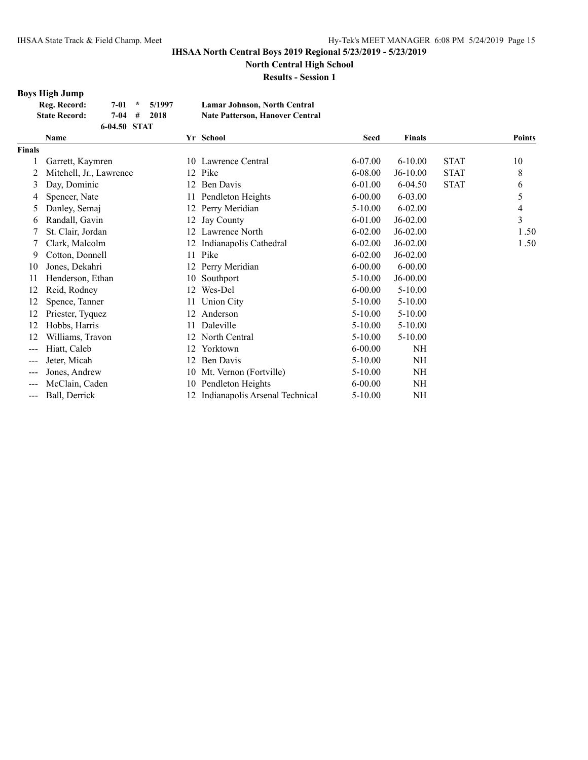# IHSAA North Central Boys 2019 Regional 5/23/2019 - 5/23/2019

## North Central High School

### Results - Session 1

**Boys High Jump**

| | | | | |
|---|---|---|---|---|
| **Reg. Record:** | **7-01** | * | **5/1997** | **Lamar Johnson, North Central** |
| **State Record:** | **7-04** | # | **2018** | **Nate Patterson, Hanover Central** |
| | **6-04.50** | **STAT** | | |

| | Name | Yr | School | Seed | Finals | | Points |
|---|---|---|---|---|---|---|---|
| **Finals** | | | | | | | |
| 1 | Garrett, Kaymren | 10 | Lawrence Central | 6-07.00 | 6-10.00 | STAT | 10 |
| 2 | Mitchell, Jr., Lawrence | 12 | Pike | 6-08.00 | J6-10.00 | STAT | 8 |
| 3 | Day, Dominic | 12 | Ben Davis | 6-01.00 | 6-04.50 | STAT | 6 |
| 4 | Spencer, Nate | 11 | Pendleton Heights | 6-00.00 | 6-03.00 | | 5 |
| 5 | Danley, Semaj | 12 | Perry Meridian | 5-10.00 | 6-02.00 | | 4 |
| 6 | Randall, Gavin | 12 | Jay County | 6-01.00 | J6-02.00 | | 3 |
| 7 | St. Clair, Jordan | 12 | Lawrence North | 6-02.00 | J6-02.00 | | 1.50 |
| 7 | Clark, Malcolm | 12 | Indianapolis Cathedral | 6-02.00 | J6-02.00 | | 1.50 |
| 9 | Cotton, Donnell | 11 | Pike | 6-02.00 | J6-02.00 | | |
| 10 | Jones, Dekahri | 12 | Perry Meridian | 6-00.00 | 6-00.00 | | |
| 11 | Henderson, Ethan | 10 | Southport | 5-10.00 | J6-00.00 | | |
| 12 | Reid, Rodney | 12 | Wes-Del | 6-00.00 | 5-10.00 | | |
| 12 | Spence, Tanner | 11 | Union City | 5-10.00 | 5-10.00 | | |
| 12 | Priester, Tyquez | 12 | Anderson | 5-10.00 | 5-10.00 | | |
| 12 | Hobbs, Harris | 11 | Daleville | 5-10.00 | 5-10.00 | | |
| 12 | Williams, Travon | 12 | North Central | 5-10.00 | 5-10.00 | | |
| --- | Hiatt, Caleb | 12 | Yorktown | 6-00.00 | NH | | |
| --- | Jeter, Micah | 12 | Ben Davis | 5-10.00 | NH | | |
| --- | Jones, Andrew | 10 | Mt. Vernon (Fortville) | 5-10.00 | NH | | |
| --- | McClain, Caden | 10 | Pendleton Heights | 6-00.00 | NH | | |
| --- | Ball, Derrick | 12 | Indianapolis Arsenal Technical | 5-10.00 | NH | | |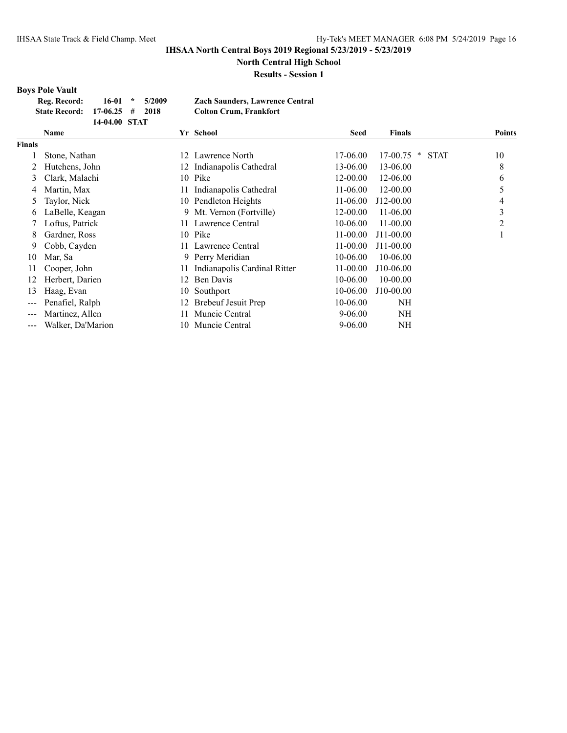# IHSAA North Central Boys 2019 Regional 5/23/2019 - 5/23/2019

## North Central High School

### Results - Session 1

**Boys Pole Vault**

| | | | | |
|---|---|---|---|---|
| **Reg. Record:** | **16-01** | **\*** | **5/2009** | **Zach Saunders, Lawrence Central** |
| **State Record:** | **17-06.25** | **#** | **2018** | **Colton Crum, Frankfort** |
| | **14-04.00** | **STAT** | | |

| | Name | Yr | School | Seed | Finals | | Points |
|---|---|---|---|---|---|---|---|
| **Finals** | | | | | | | |
| 1 | Stone, Nathan | 12 | Lawrence North | 17-06.00 | 17-00.75 | * STAT | 10 |
| 2 | Hutchens, John | 12 | Indianapolis Cathedral | 13-06.00 | 13-06.00 | | 8 |
| 3 | Clark, Malachi | 10 | Pike | 12-00.00 | 12-06.00 | | 6 |
| 4 | Martin, Max | 11 | Indianapolis Cathedral | 11-06.00 | 12-00.00 | | 5 |
| 5 | Taylor, Nick | 10 | Pendleton Heights | 11-06.00 | J12-00.00 | | 4 |
| 6 | LaBelle, Keagan | 9 | Mt. Vernon (Fortville) | 12-00.00 | 11-06.00 | | 3 |
| 7 | Loftus, Patrick | 11 | Lawrence Central | 10-06.00 | 11-00.00 | | 2 |
| 8 | Gardner, Ross | 10 | Pike | 11-00.00 | J11-00.00 | | 1 |
| 9 | Cobb, Cayden | 11 | Lawrence Central | 11-00.00 | J11-00.00 | | |
| 10 | Mar, Sa | 9 | Perry Meridian | 10-06.00 | 10-06.00 | | |
| 11 | Cooper, John | 11 | Indianapolis Cardinal Ritter | 11-00.00 | J10-06.00 | | |
| 12 | Herbert, Darien | 12 | Ben Davis | 10-06.00 | 10-00.00 | | |
| 13 | Haag, Evan | 10 | Southport | 10-06.00 | J10-00.00 | | |
| --- | Penafiel, Ralph | 12 | Brebeuf Jesuit Prep | 10-06.00 | NH | | |
| --- | Martinez, Allen | 11 | Muncie Central | 9-06.00 | NH | | |
| --- | Walker, Da'Marion | 10 | Muncie Central | 9-06.00 | NH | | |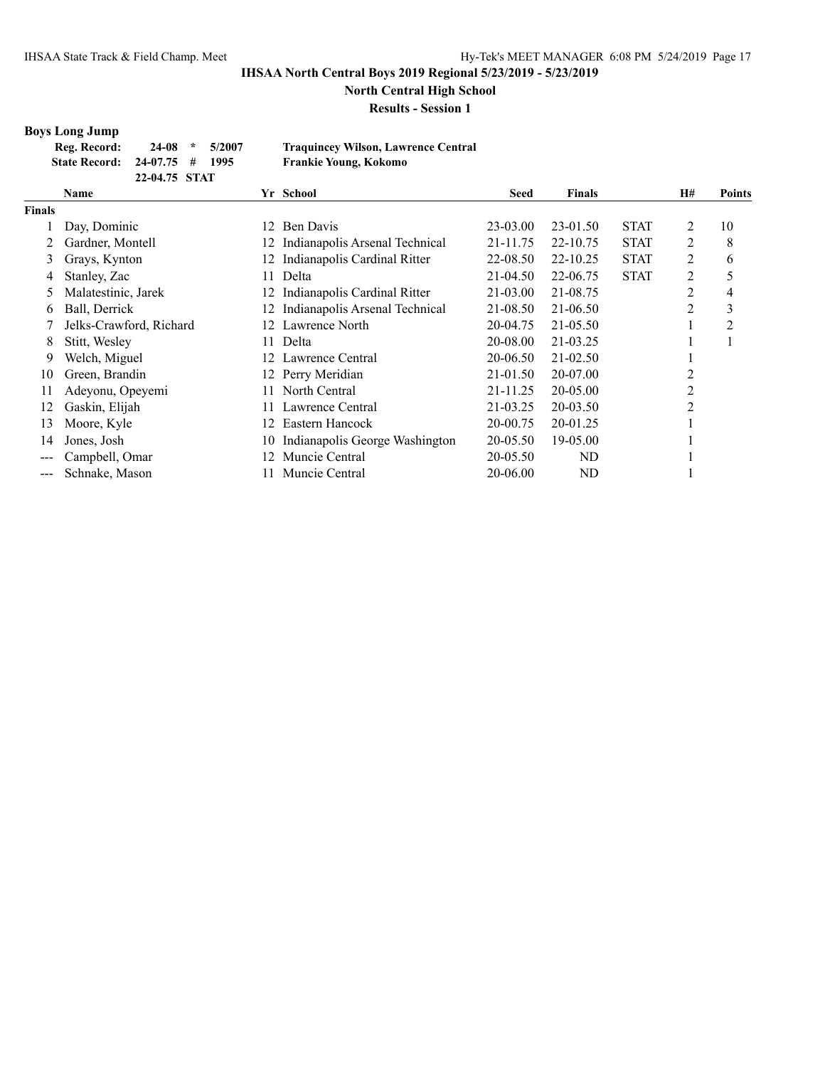**IHSAA North Central Boys 2019 Regional 5/23/2019 - 5/23/2019**

**North Central High School**

**Results - Session 1**

## Boys Long Jump

| | | | | |
|---|---|---|---|---|
| **Reg. Record:** | **24-08** | * | **5/2007** | **Traquincey Wilson, Lawrence Central** |
| **State Record:** | **24-07.75** | # | **1995** | **Frankie Young, Kokomo** |
| | **22-04.75** | **STAT** | | |

| | Name | Yr | School | Seed | Finals | | H# | Points |
|---|---|---|---|---|---|---|---|---|
| **Finals** | | | | | | | | |
| 1 | Day, Dominic | 12 | Ben Davis | 23-03.00 | 23-01.50 | STAT | 2 | 10 |
| 2 | Gardner, Montell | 12 | Indianapolis Arsenal Technical | 21-11.75 | 22-10.75 | STAT | 2 | 8 |
| 3 | Grays, Kynton | 12 | Indianapolis Cardinal Ritter | 22-08.50 | 22-10.25 | STAT | 2 | 6 |
| 4 | Stanley, Zac | 11 | Delta | 21-04.50 | 22-06.75 | STAT | 2 | 5 |
| 5 | Malatestinic, Jarek | 12 | Indianapolis Cardinal Ritter | 21-03.00 | 21-08.75 | | 2 | 4 |
| 6 | Ball, Derrick | 12 | Indianapolis Arsenal Technical | 21-08.50 | 21-06.50 | | 2 | 3 |
| 7 | Jelks-Crawford, Richard | 12 | Lawrence North | 20-04.75 | 21-05.50 | | 1 | 2 |
| 8 | Stitt, Wesley | 11 | Delta | 20-08.00 | 21-03.25 | | 1 | 1 |
| 9 | Welch, Miguel | 12 | Lawrence Central | 20-06.50 | 21-02.50 | | 1 | |
| 10 | Green, Brandin | 12 | Perry Meridian | 21-01.50 | 20-07.00 | | 2 | |
| 11 | Adeyonu, Opeyemi | 11 | North Central | 21-11.25 | 20-05.00 | | 2 | |
| 12 | Gaskin, Elijah | 11 | Lawrence Central | 21-03.25 | 20-03.50 | | 2 | |
| 13 | Moore, Kyle | 12 | Eastern Hancock | 20-00.75 | 20-01.25 | | 1 | |
| 14 | Jones, Josh | 10 | Indianapolis George Washington | 20-05.50 | 19-05.00 | | 1 | |
| --- | Campbell, Omar | 12 | Muncie Central | 20-05.50 | ND | | 1 | |
| --- | Schnake, Mason | 11 | Muncie Central | 20-06.00 | ND | | 1 | |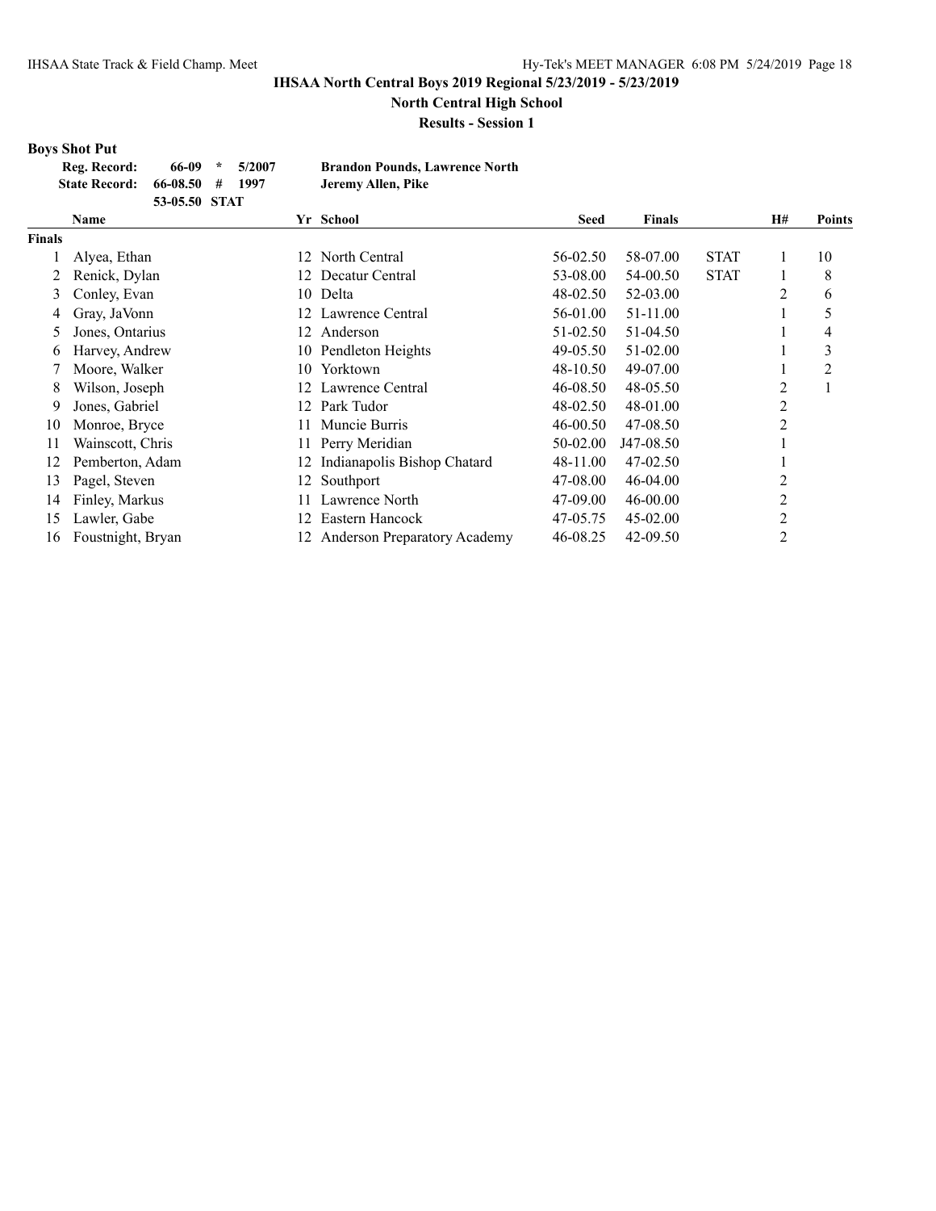## IHSAA North Central Boys 2019 Regional 5/23/2019 - 5/23/2019

**North Central High School**

**Results - Session 1**

### Boys Shot Put

| | | | | |
|---|---|---|---|---|
| **Reg. Record:** | **66-09** | * | **5/2007** | **Brandon Pounds, Lawrence North** |
| **State Record:** | **66-08.50** | # | **1997** | **Jeremy Allen, Pike** |
| | **53-05.50** | **STAT** | | |

| | Name | Yr | School | Seed | Finals | | H# | Points |
|---|---|---|---|---|---|---|---|---|
| **Finals** | | | | | | | | |
| 1 | Alyea, Ethan | 12 | North Central | 56-02.50 | 58-07.00 | STAT | 1 | 10 |
| 2 | Renick, Dylan | 12 | Decatur Central | 53-08.00 | 54-00.50 | STAT | 1 | 8 |
| 3 | Conley, Evan | 10 | Delta | 48-02.50 | 52-03.00 | | 2 | 6 |
| 4 | Gray, JaVonn | 12 | Lawrence Central | 56-01.00 | 51-11.00 | | 1 | 5 |
| 5 | Jones, Ontarius | 12 | Anderson | 51-02.50 | 51-04.50 | | 1 | 4 |
| 6 | Harvey, Andrew | 10 | Pendleton Heights | 49-05.50 | 51-02.00 | | 1 | 3 |
| 7 | Moore, Walker | 10 | Yorktown | 48-10.50 | 49-07.00 | | 1 | 2 |
| 8 | Wilson, Joseph | 12 | Lawrence Central | 46-08.50 | 48-05.50 | | 2 | 1 |
| 9 | Jones, Gabriel | 12 | Park Tudor | 48-02.50 | 48-01.00 | | 2 | |
| 10 | Monroe, Bryce | 11 | Muncie Burris | 46-00.50 | 47-08.50 | | 2 | |
| 11 | Wainscott, Chris | 11 | Perry Meridian | 50-02.00 | J47-08.50 | | 1 | |
| 12 | Pemberton, Adam | 12 | Indianapolis Bishop Chatard | 48-11.00 | 47-02.50 | | 1 | |
| 13 | Pagel, Steven | 12 | Southport | 47-08.00 | 46-04.00 | | 2 | |
| 14 | Finley, Markus | 11 | Lawrence North | 47-09.00 | 46-00.00 | | 2 | |
| 15 | Lawler, Gabe | 12 | Eastern Hancock | 47-05.75 | 45-02.00 | | 2 | |
| 16 | Foustnight, Bryan | 12 | Anderson Preparatory Academy | 46-08.25 | 42-09.50 | | 2 | |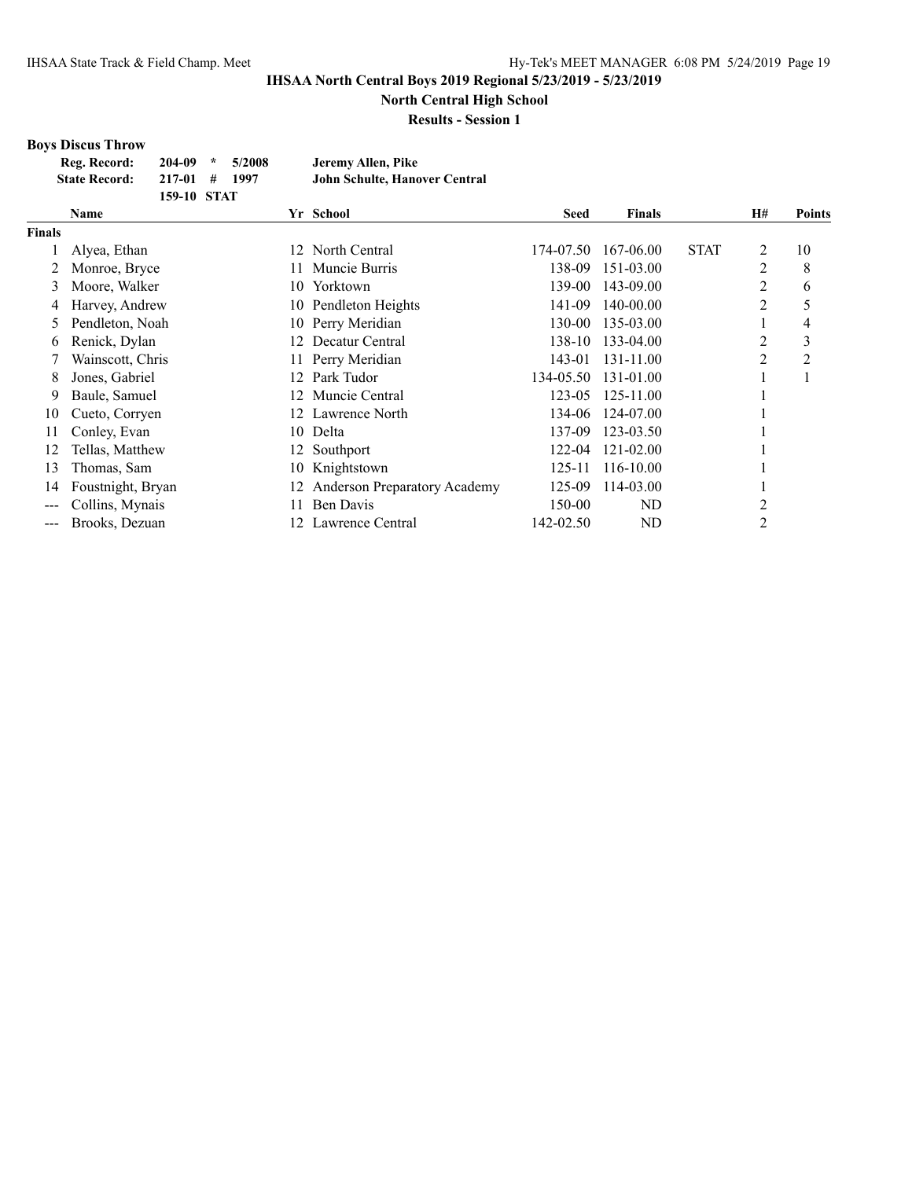**IHSAA North Central Boys 2019 Regional 5/23/2019 - 5/23/2019**

**North Central High School**

**Results - Session 1**

### Boys Discus Throw

| | | | | |
|---|---|---|---|---|
| **Reg. Record:** | **204-09** | **\*** | **5/2008** | **Jeremy Allen, Pike** |
| **State Record:** | **217-01** | **#** | **1997** | **John Schulte, Hanover Central** |
| | **159-10** | **STAT** | | |

| | Name | Yr | School | Seed | Finals | | H# | Points |
|---|---|---|---|---|---|---|---|---|
| **Finals** | | | | | | | | |
| 1 | Alyea, Ethan | 12 | North Central | 174-07.50 | 167-06.00 | STAT | 2 | 10 |
| 2 | Monroe, Bryce | 11 | Muncie Burris | 138-09 | 151-03.00 | | 2 | 8 |
| 3 | Moore, Walker | 10 | Yorktown | 139-00 | 143-09.00 | | 2 | 6 |
| 4 | Harvey, Andrew | 10 | Pendleton Heights | 141-09 | 140-00.00 | | 2 | 5 |
| 5 | Pendleton, Noah | 10 | Perry Meridian | 130-00 | 135-03.00 | | 1 | 4 |
| 6 | Renick, Dylan | 12 | Decatur Central | 138-10 | 133-04.00 | | 2 | 3 |
| 7 | Wainscott, Chris | 11 | Perry Meridian | 143-01 | 131-11.00 | | 2 | 2 |
| 8 | Jones, Gabriel | 12 | Park Tudor | 134-05.50 | 131-01.00 | | 1 | 1 |
| 9 | Baule, Samuel | 12 | Muncie Central | 123-05 | 125-11.00 | | 1 | |
| 10 | Cueto, Corryen | 12 | Lawrence North | 134-06 | 124-07.00 | | 1 | |
| 11 | Conley, Evan | 10 | Delta | 137-09 | 123-03.50 | | 1 | |
| 12 | Tellas, Matthew | 12 | Southport | 122-04 | 121-02.00 | | 1 | |
| 13 | Thomas, Sam | 10 | Knightstown | 125-11 | 116-10.00 | | 1 | |
| 14 | Foustnight, Bryan | 12 | Anderson Preparatory Academy | 125-09 | 114-03.00 | | 1 | |
| --- | Collins, Mynais | 11 | Ben Davis | 150-00 | ND | | 2 | |
| --- | Brooks, Dezuan | 12 | Lawrence Central | 142-02.50 | ND | | 2 | |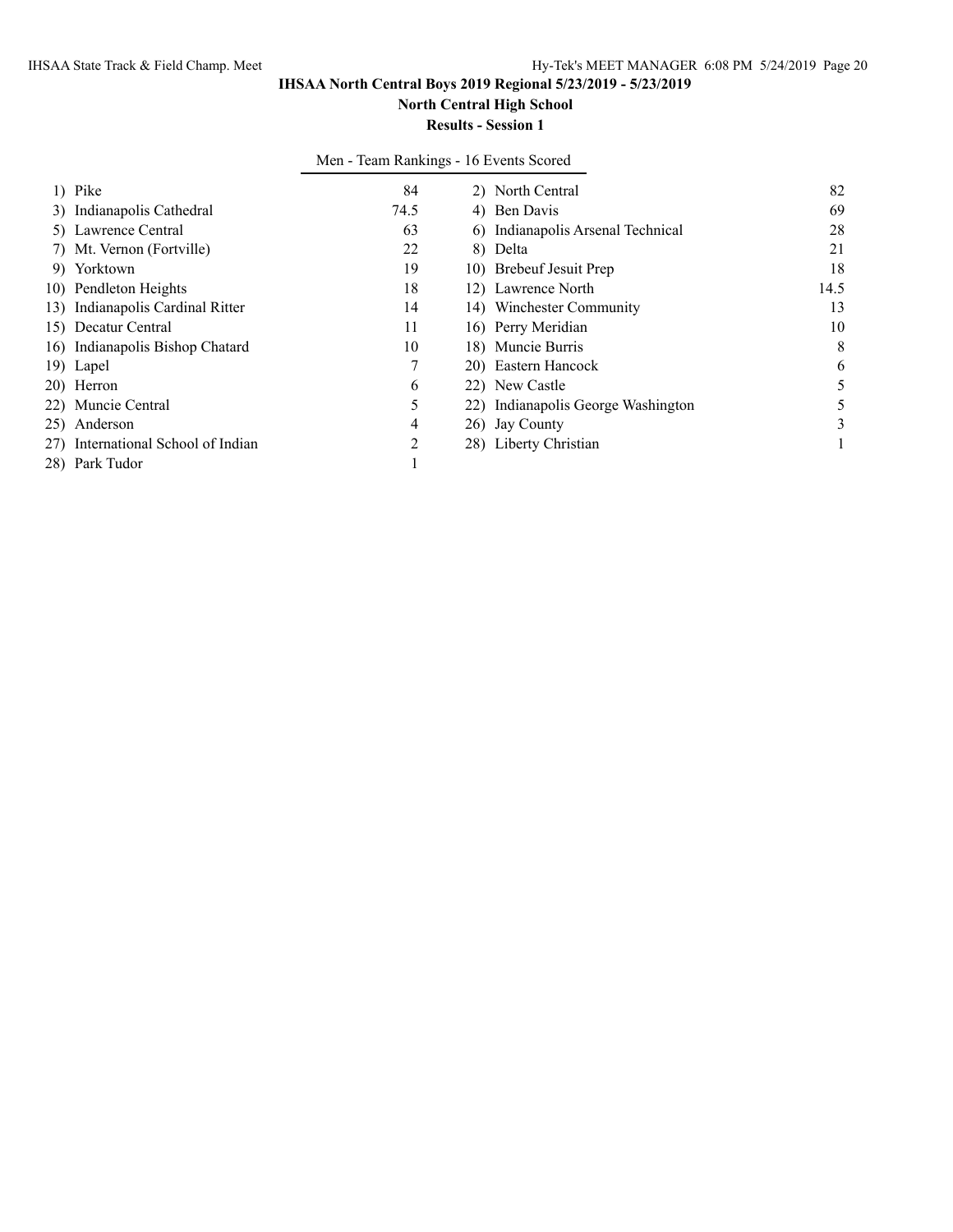# IHSAA North Central Boys 2019 Regional 5/23/2019 - 5/23/2019

## North Central High School

### Results - Session 1

Men - Team Rankings - 16 Events Scored

| | | | | | |
|---|---|---|---|---|---|
| 1) | Pike | 84 | 2) | North Central | 82 |
| 3) | Indianapolis Cathedral | 74.5 | 4) | Ben Davis | 69 |
| 5) | Lawrence Central | 63 | 6) | Indianapolis Arsenal Technical | 28 |
| 7) | Mt. Vernon (Fortville) | 22 | 8) | Delta | 21 |
| 9) | Yorktown | 19 | 10) | Brebeuf Jesuit Prep | 18 |
| 10) | Pendleton Heights | 18 | 12) | Lawrence North | 14.5 |
| 13) | Indianapolis Cardinal Ritter | 14 | 14) | Winchester Community | 13 |
| 15) | Decatur Central | 11 | 16) | Perry Meridian | 10 |
| 16) | Indianapolis Bishop Chatard | 10 | 18) | Muncie Burris | 8 |
| 19) | Lapel | 7 | 20) | Eastern Hancock | 6 |
| 20) | Herron | 6 | 22) | New Castle | 5 |
| 22) | Muncie Central | 5 | 22) | Indianapolis George Washington | 5 |
| 25) | Anderson | 4 | 26) | Jay County | 3 |
| 27) | International School of Indian | 2 | 28) | Liberty Christian | 1 |
| 28) | Park Tudor | 1 | | | |